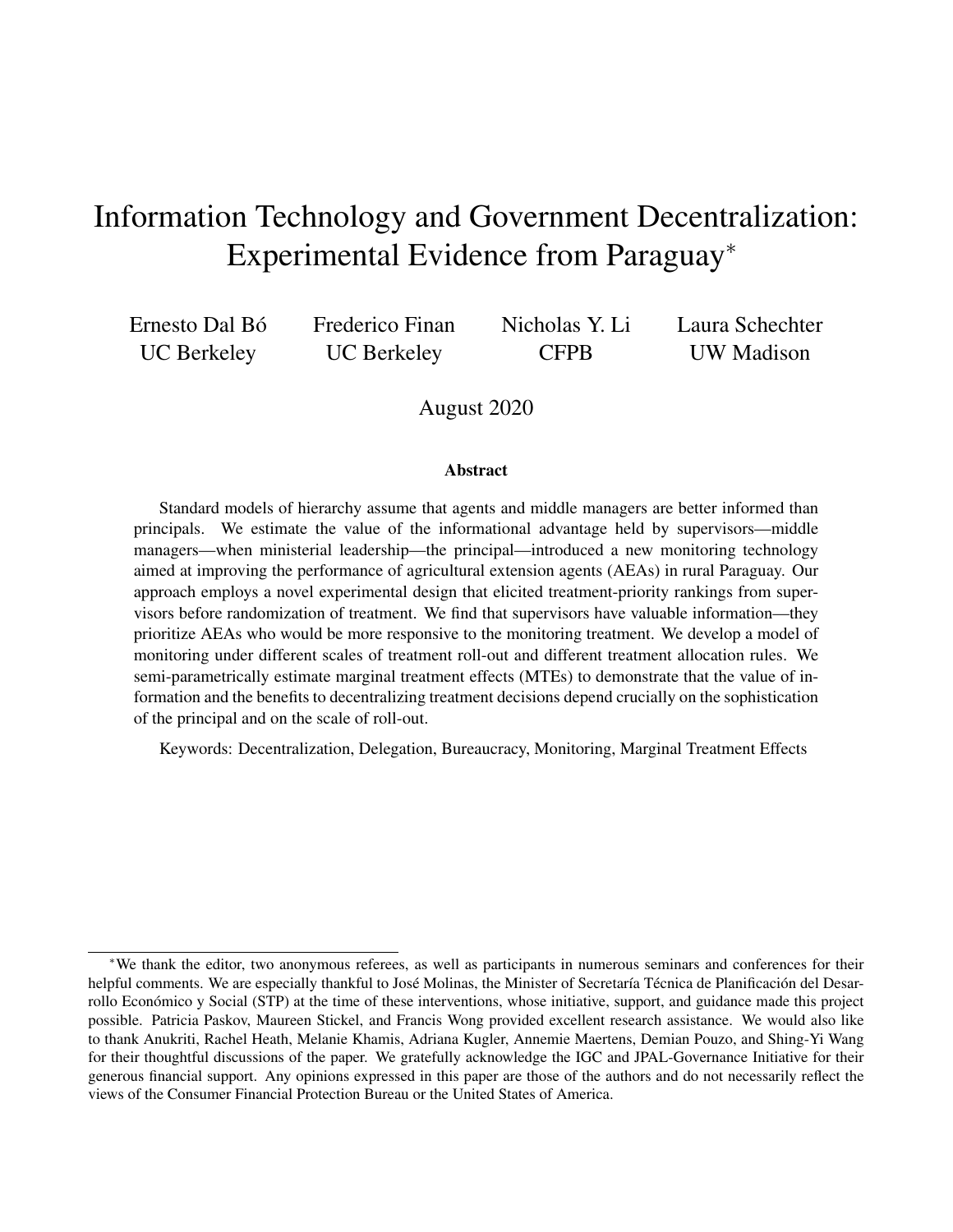# Information Technology and Government Decentralization: Experimental Evidence from Paraguay*

Ernesto Dal Bó, UC Berkeley

Frederico Finan, UC Berkeley

Nicholas Y. Li, CFPB

Laura Schechter, UW Madison

August 2020

### Abstract

Standard models of hierarchy assume that agents and middle managers are better informed than principals. We estimate the value of the informational advantage held by supervisors—middle managers—when ministerial leadership—the principal—introduced a new monitoring technology aimed at improving the performance of agricultural extension agents (AEAs) in rural Paraguay. Our approach employs a novel experimental design that elicited treatment-priority rankings from supervisors before randomization of treatment. We find that supervisors have valuable information—they prioritize AEAs who would be more responsive to the monitoring treatment. We develop a model of monitoring under different scales of treatment roll-out and different treatment allocation rules. We semi-parametrically estimate marginal treatment effects (MTEs) to demonstrate that the value of information and the benefits to decentralizing treatment decisions depend crucially on the sophistication of the principal and on the scale of roll-out.

Keywords: Decentralization, Delegation, Bureaucracy, Monitoring, Marginal Treatment Effects

---

*We thank the editor, two anonymous referees, as well as participants in numerous seminars and conferences for their helpful comments. We are especially thankful to José Molinas, the Minister of Secretaría Técnica de Planificación del Desarrollo Económico y Social (STP) at the time of these interventions, whose initiative, support, and guidance made this project possible. Patricia Paskov, Maureen Stickel, and Francis Wong provided excellent research assistance. We would also like to thank Anukriti, Rachel Heath, Melanie Khamis, Adriana Kugler, Annemie Maertens, Demian Pouzo, and Shing-Yi Wang for their thoughtful discussions of the paper. We gratefully acknowledge the IGC and JPAL-Governance Initiative for their generous financial support. Any opinions expressed in this paper are those of the authors and do not necessarily reflect the views of the Consumer Financial Protection Bureau or the United States of America.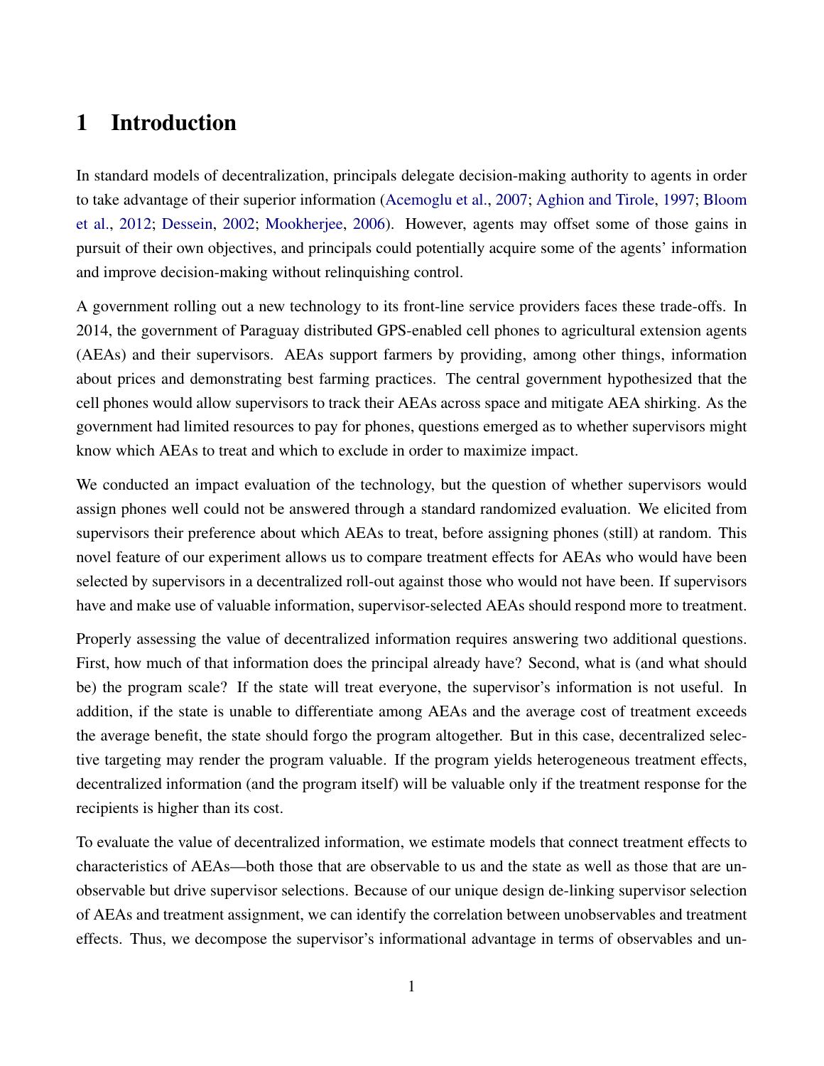# 1 Introduction

In standard models of decentralization, principals delegate decision-making authority to agents in order to take advantage of their superior information (Acemoglu et al., 2007; Aghion and Tirole, 1997; Bloom et al., 2012; Dessein, 2002; Mookherjee, 2006). However, agents may offset some of those gains in pursuit of their own objectives, and principals could potentially acquire some of the agents' information and improve decision-making without relinquishing control.

A government rolling out a new technology to its front-line service providers faces these trade-offs. In 2014, the government of Paraguay distributed GPS-enabled cell phones to agricultural extension agents (AEAs) and their supervisors. AEAs support farmers by providing, among other things, information about prices and demonstrating best farming practices. The central government hypothesized that the cell phones would allow supervisors to track their AEAs across space and mitigate AEA shirking. As the government had limited resources to pay for phones, questions emerged as to whether supervisors might know which AEAs to treat and which to exclude in order to maximize impact.

We conducted an impact evaluation of the technology, but the question of whether supervisors would assign phones well could not be answered through a standard randomized evaluation. We elicited from supervisors their preference about which AEAs to treat, before assigning phones (still) at random. This novel feature of our experiment allows us to compare treatment effects for AEAs who would have been selected by supervisors in a decentralized roll-out against those who would not have been. If supervisors have and make use of valuable information, supervisor-selected AEAs should respond more to treatment.

Properly assessing the value of decentralized information requires answering two additional questions. First, how much of that information does the principal already have? Second, what is (and what should be) the program scale? If the state will treat everyone, the supervisor's information is not useful. In addition, if the state is unable to differentiate among AEAs and the average cost of treatment exceeds the average benefit, the state should forgo the program altogether. But in this case, decentralized selective targeting may render the program valuable. If the program yields heterogeneous treatment effects, decentralized information (and the program itself) will be valuable only if the treatment response for the recipients is higher than its cost.

To evaluate the value of decentralized information, we estimate models that connect treatment effects to characteristics of AEAs—both those that are observable to us and the state as well as those that are unobservable but drive supervisor selections. Because of our unique design de-linking supervisor selection of AEAs and treatment assignment, we can identify the correlation between unobservables and treatment effects. Thus, we decompose the supervisor's informational advantage in terms of observables and un-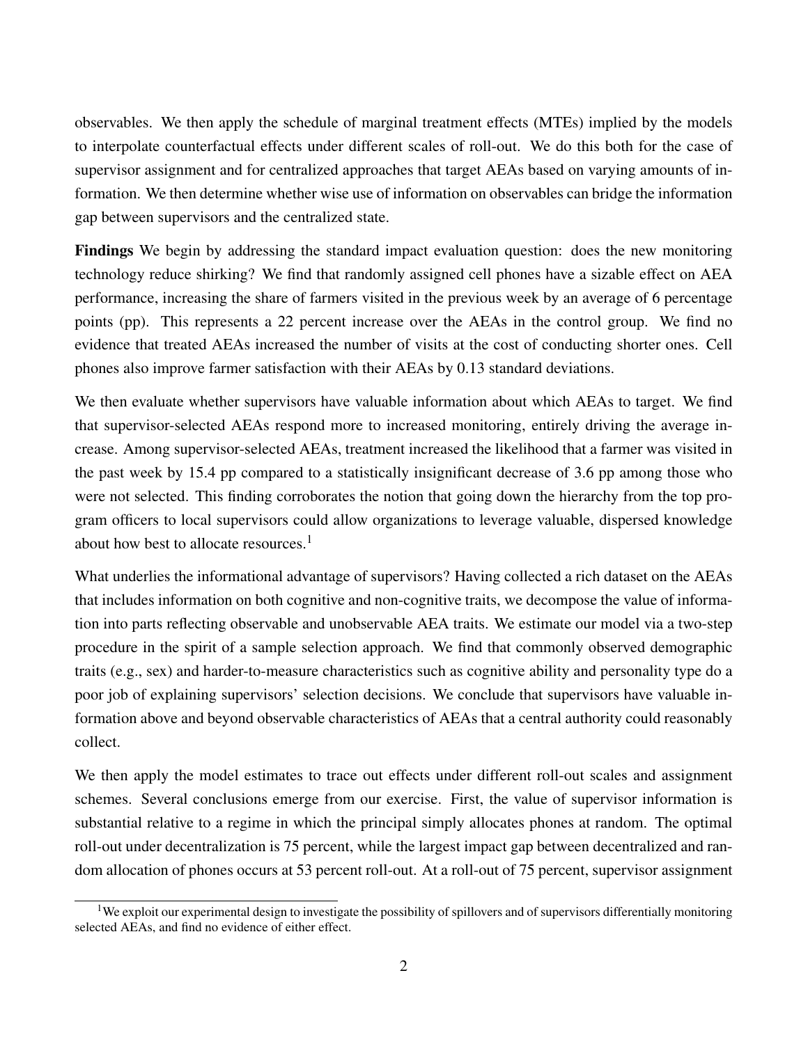observables. We then apply the schedule of marginal treatment effects (MTEs) implied by the models to interpolate counterfactual effects under different scales of roll-out. We do this both for the case of supervisor assignment and for centralized approaches that target AEAs based on varying amounts of information. We then determine whether wise use of information on observables can bridge the information gap between supervisors and the centralized state.

**Findings** We begin by addressing the standard impact evaluation question: does the new monitoring technology reduce shirking? We find that randomly assigned cell phones have a sizable effect on AEA performance, increasing the share of farmers visited in the previous week by an average of 6 percentage points (pp). This represents a 22 percent increase over the AEAs in the control group. We find no evidence that treated AEAs increased the number of visits at the cost of conducting shorter ones. Cell phones also improve farmer satisfaction with their AEAs by 0.13 standard deviations.

We then evaluate whether supervisors have valuable information about which AEAs to target. We find that supervisor-selected AEAs respond more to increased monitoring, entirely driving the average increase. Among supervisor-selected AEAs, treatment increased the likelihood that a farmer was visited in the past week by 15.4 pp compared to a statistically insignificant decrease of 3.6 pp among those who were not selected. This finding corroborates the notion that going down the hierarchy from the top program officers to local supervisors could allow organizations to leverage valuable, dispersed knowledge about how best to allocate resources.[1]

What underlies the informational advantage of supervisors? Having collected a rich dataset on the AEAs that includes information on both cognitive and non-cognitive traits, we decompose the value of information into parts reflecting observable and unobservable AEA traits. We estimate our model via a two-step procedure in the spirit of a sample selection approach. We find that commonly observed demographic traits (e.g., sex) and harder-to-measure characteristics such as cognitive ability and personality type do a poor job of explaining supervisors' selection decisions. We conclude that supervisors have valuable information above and beyond observable characteristics of AEAs that a central authority could reasonably collect.

We then apply the model estimates to trace out effects under different roll-out scales and assignment schemes. Several conclusions emerge from our exercise. First, the value of supervisor information is substantial relative to a regime in which the principal simply allocates phones at random. The optimal roll-out under decentralization is 75 percent, while the largest impact gap between decentralized and random allocation of phones occurs at 53 percent roll-out. At a roll-out of 75 percent, supervisor assignment

[1] We exploit our experimental design to investigate the possibility of spillovers and of supervisors differentially monitoring selected AEAs, and find no evidence of either effect.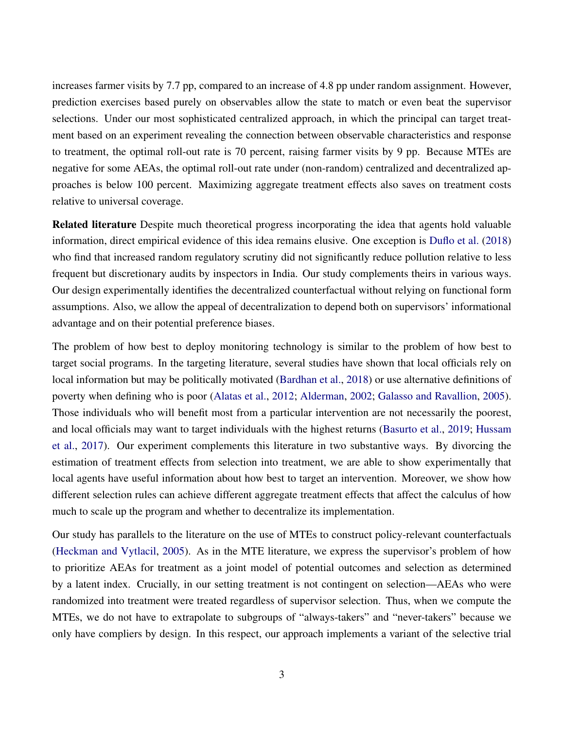increases farmer visits by 7.7 pp, compared to an increase of 4.8 pp under random assignment. However, prediction exercises based purely on observables allow the state to match or even beat the supervisor selections. Under our most sophisticated centralized approach, in which the principal can target treatment based on an experiment revealing the connection between observable characteristics and response to treatment, the optimal roll-out rate is 70 percent, raising farmer visits by 9 pp. Because MTEs are negative for some AEAs, the optimal roll-out rate under (non-random) centralized and decentralized approaches is below 100 percent. Maximizing aggregate treatment effects also saves on treatment costs relative to universal coverage.

**Related literature** Despite much theoretical progress incorporating the idea that agents hold valuable information, direct empirical evidence of this idea remains elusive. One exception is Duflo et al. (2018) who find that increased random regulatory scrutiny did not significantly reduce pollution relative to less frequent but discretionary audits by inspectors in India. Our study complements theirs in various ways. Our design experimentally identifies the decentralized counterfactual without relying on functional form assumptions. Also, we allow the appeal of decentralization to depend both on supervisors' informational advantage and on their potential preference biases.

The problem of how best to deploy monitoring technology is similar to the problem of how best to target social programs. In the targeting literature, several studies have shown that local officials rely on local information but may be politically motivated (Bardhan et al., 2018) or use alternative definitions of poverty when defining who is poor (Alatas et al., 2012; Alderman, 2002; Galasso and Ravallion, 2005). Those individuals who will benefit most from a particular intervention are not necessarily the poorest, and local officials may want to target individuals with the highest returns (Basurto et al., 2019; Hussam et al., 2017). Our experiment complements this literature in two substantive ways. By divorcing the estimation of treatment effects from selection into treatment, we are able to show experimentally that local agents have useful information about how best to target an intervention. Moreover, we show how different selection rules can achieve different aggregate treatment effects that affect the calculus of how much to scale up the program and whether to decentralize its implementation.

Our study has parallels to the literature on the use of MTEs to construct policy-relevant counterfactuals (Heckman and Vytlacil, 2005). As in the MTE literature, we express the supervisor's problem of how to prioritize AEAs for treatment as a joint model of potential outcomes and selection as determined by a latent index. Crucially, in our setting treatment is not contingent on selection—AEAs who were randomized into treatment were treated regardless of supervisor selection. Thus, when we compute the MTEs, we do not have to extrapolate to subgroups of "always-takers" and "never-takers" because we only have compliers by design. In this respect, our approach implements a variant of the selective trial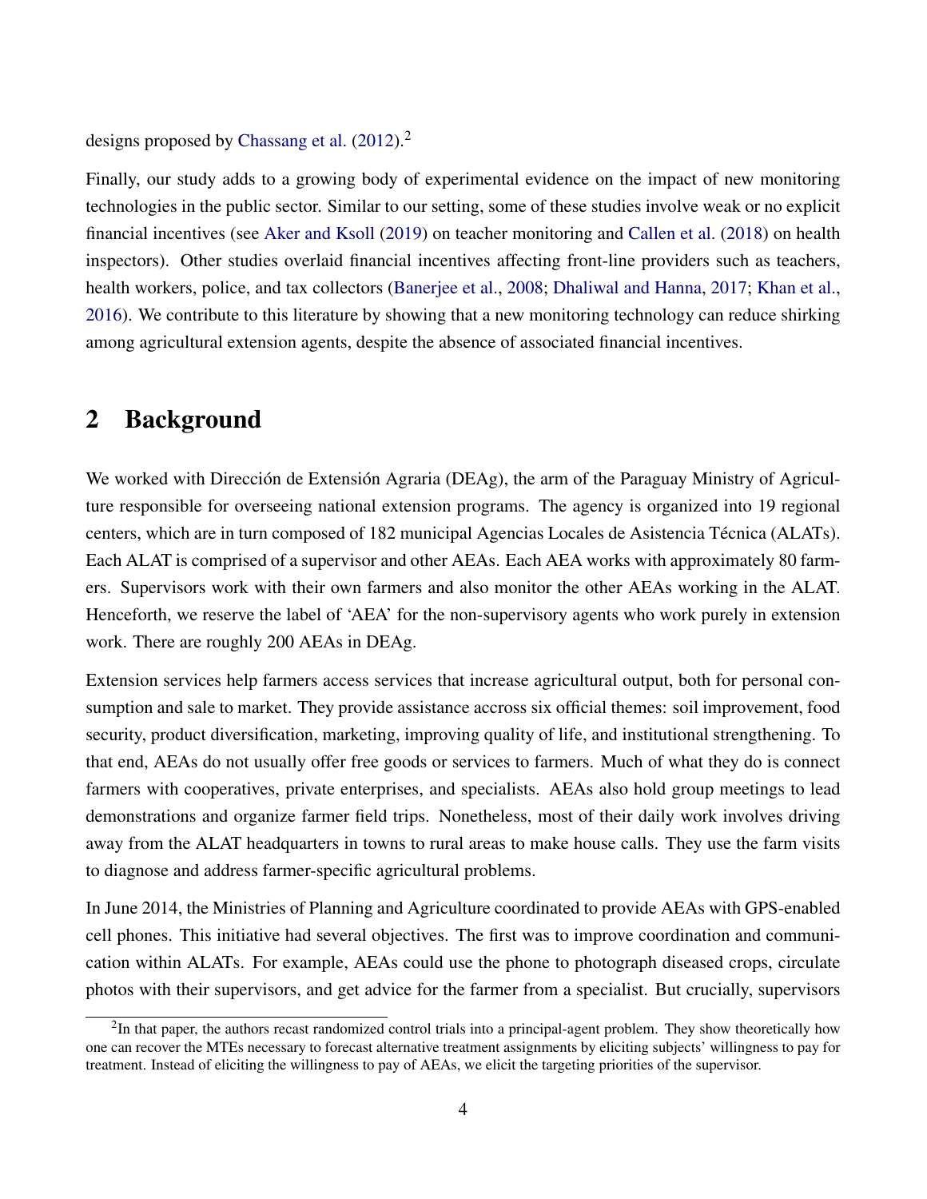designs proposed by Chassang et al. (2012).[2]

Finally, our study adds to a growing body of experimental evidence on the impact of new monitoring technologies in the public sector. Similar to our setting, some of these studies involve weak or no explicit financial incentives (see Aker and Ksoll (2019) on teacher monitoring and Callen et al. (2018) on health inspectors). Other studies overlaid financial incentives affecting front-line providers such as teachers, health workers, police, and tax collectors (Banerjee et al., 2008; Dhaliwal and Hanna, 2017; Khan et al., 2016). We contribute to this literature by showing that a new monitoring technology can reduce shirking among agricultural extension agents, despite the absence of associated financial incentives.

## 2 Background

We worked with Dirección de Extensión Agraria (DEAg), the arm of the Paraguay Ministry of Agriculture responsible for overseeing national extension programs. The agency is organized into 19 regional centers, which are in turn composed of 182 municipal Agencias Locales de Asistencia Técnica (ALATs). Each ALAT is comprised of a supervisor and other AEAs. Each AEA works with approximately 80 farmers. Supervisors work with their own farmers and also monitor the other AEAs working in the ALAT. Henceforth, we reserve the label of 'AEA' for the non-supervisory agents who work purely in extension work. There are roughly 200 AEAs in DEAg.

Extension services help farmers access services that increase agricultural output, both for personal consumption and sale to market. They provide assistance accross six official themes: soil improvement, food security, product diversification, marketing, improving quality of life, and institutional strengthening. To that end, AEAs do not usually offer free goods or services to farmers. Much of what they do is connect farmers with cooperatives, private enterprises, and specialists. AEAs also hold group meetings to lead demonstrations and organize farmer field trips. Nonetheless, most of their daily work involves driving away from the ALAT headquarters in towns to rural areas to make house calls. They use the farm visits to diagnose and address farmer-specific agricultural problems.

In June 2014, the Ministries of Planning and Agriculture coordinated to provide AEAs with GPS-enabled cell phones. This initiative had several objectives. The first was to improve coordination and communication within ALATs. For example, AEAs could use the phone to photograph diseased crops, circulate photos with their supervisors, and get advice for the farmer from a specialist. But crucially, supervisors

[2] In that paper, the authors recast randomized control trials into a principal-agent problem. They show theoretically how one can recover the MTEs necessary to forecast alternative treatment assignments by eliciting subjects' willingness to pay for treatment. Instead of eliciting the willingness to pay of AEAs, we elicit the targeting priorities of the supervisor.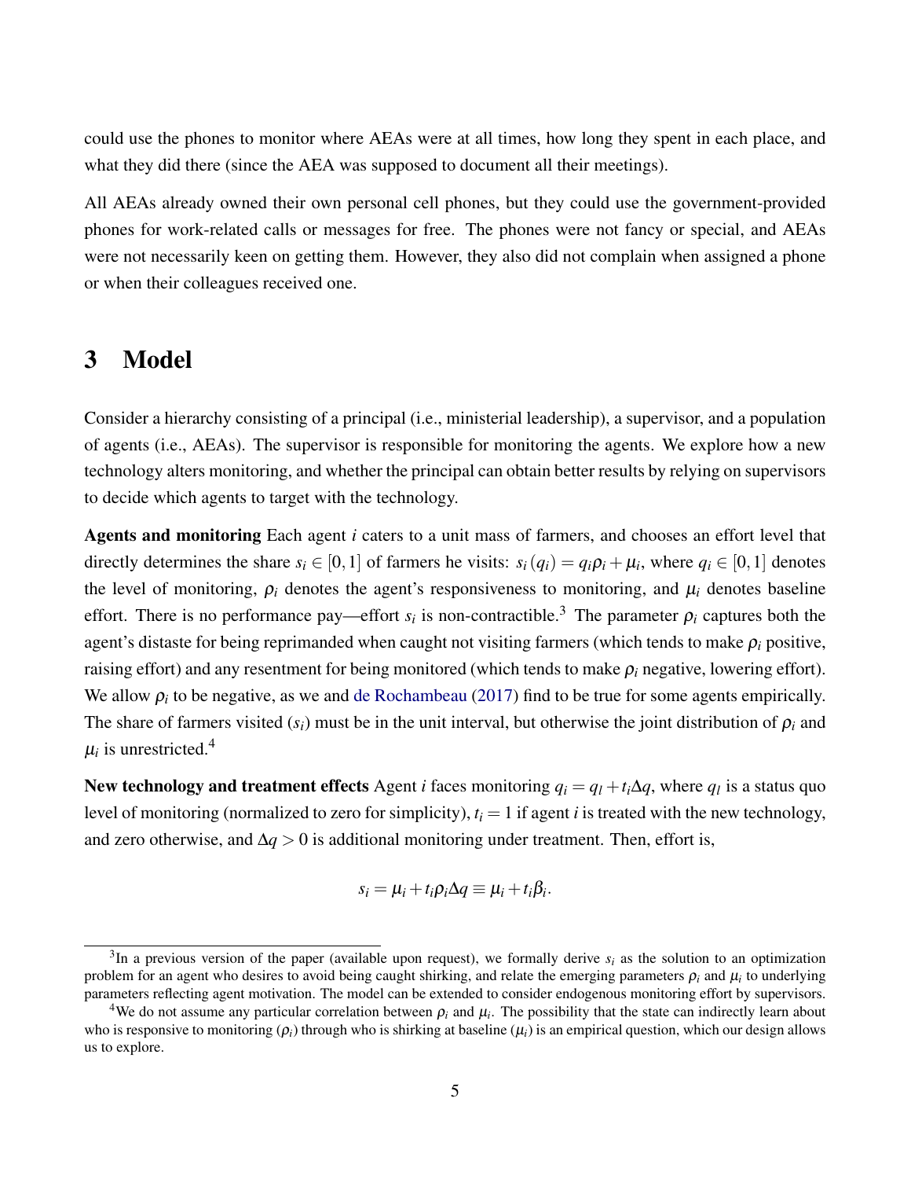could use the phones to monitor where AEAs were at all times, how long they spent in each place, and what they did there (since the AEA was supposed to document all their meetings).

All AEAs already owned their own personal cell phones, but they could use the government-provided phones for work-related calls or messages for free. The phones were not fancy or special, and AEAs were not necessarily keen on getting them. However, they also did not complain when assigned a phone or when their colleagues received one.

# 3 Model

Consider a hierarchy consisting of a principal (i.e., ministerial leadership), a supervisor, and a population of agents (i.e., AEAs). The supervisor is responsible for monitoring the agents. We explore how a new technology alters monitoring, and whether the principal can obtain better results by relying on supervisors to decide which agents to target with the technology.

**Agents and monitoring** Each agent $i$ caters to a unit mass of farmers, and chooses an effort level that directly determines the share $s_i \in [0,1]$ of farmers he visits: $s_i(q_i) = q_i\rho_i + \mu_i$, where $q_i \in [0,1]$ denotes the level of monitoring, $\rho_i$ denotes the agent's responsiveness to monitoring, and $\mu_i$ denotes baseline effort. There is no performance pay—effort $s_i$ is non-contractible.[3] The parameter $\rho_i$ captures both the agent's distaste for being reprimanded when caught not visiting farmers (which tends to make $\rho_i$ positive, raising effort) and any resentment for being monitored (which tends to make $\rho_i$ negative, lowering effort). We allow $\rho_i$ to be negative, as we and de Rochambeau (2017) find to be true for some agents empirically. The share of farmers visited ($s_i$) must be in the unit interval, but otherwise the joint distribution of $\rho_i$ and $\mu_i$ is unrestricted.[4]

**New technology and treatment effects** Agent $i$ faces monitoring $q_i = q_l + t_i\Delta q$, where $q_l$ is a status quo level of monitoring (normalized to zero for simplicity), $t_i = 1$ if agent $i$ is treated with the new technology, and zero otherwise, and $\Delta q > 0$ is additional monitoring under treatment. Then, effort is,

$$s_i = \mu_i + t_i\rho_i\Delta q \equiv \mu_i + t_i\beta_i.$$

[3] In a previous version of the paper (available upon request), we formally derive $s_i$ as the solution to an optimization problem for an agent who desires to avoid being caught shirking, and relate the emerging parameters $\rho_i$ and $\mu_i$ to underlying parameters reflecting agent motivation. The model can be extended to consider endogenous monitoring effort by supervisors.

[4] We do not assume any particular correlation between $\rho_i$ and $\mu_i$. The possibility that the state can indirectly learn about who is responsive to monitoring ($\rho_i$) through who is shirking at baseline ($\mu_i$) is an empirical question, which our design allows us to explore.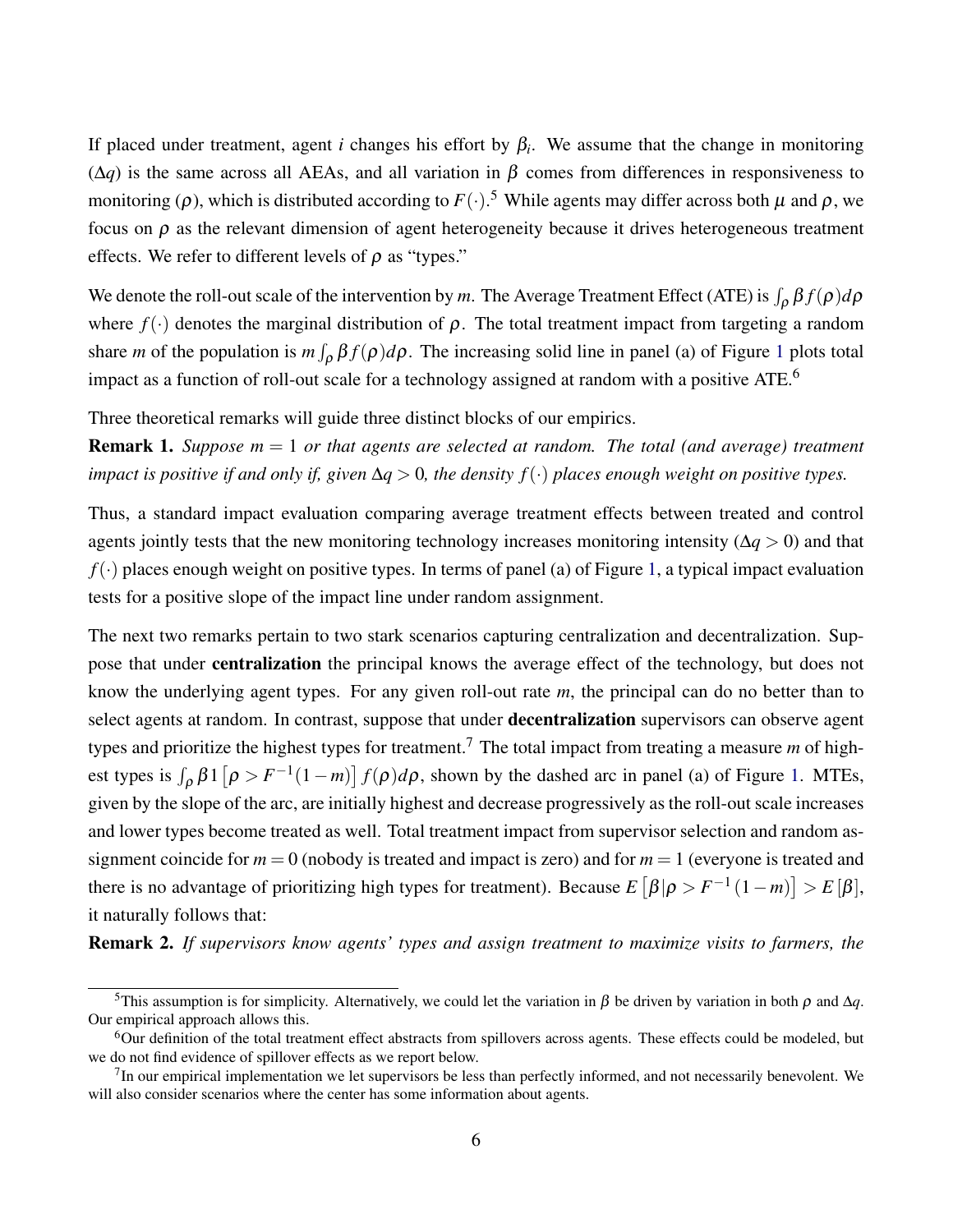If placed under treatment, agent $i$ changes his effort by $\beta_i$. We assume that the change in monitoring ($\Delta q$) is the same across all AEAs, and all variation in $\beta$ comes from differences in responsiveness to monitoring ($\rho$), which is distributed according to $F(\cdot)$.[5] While agents may differ across both $\mu$ and $\rho$, we focus on $\rho$ as the relevant dimension of agent heterogeneity because it drives heterogeneous treatment effects. We refer to different levels of $\rho$ as "types."

We denote the roll-out scale of the intervention by $m$. The Average Treatment Effect (ATE) is $\int_\rho \beta f(\rho) d\rho$ where $f(\cdot)$ denotes the marginal distribution of $\rho$. The total treatment impact from targeting a random share $m$ of the population is $m \int_\rho \beta f(\rho) d\rho$. The increasing solid line in panel (a) of Figure 1 plots total impact as a function of roll-out scale for a technology assigned at random with a positive ATE.[6]

Three theoretical remarks will guide three distinct blocks of our empirics.

**Remark 1.** *Suppose $m = 1$ or that agents are selected at random. The total (and average) treatment impact is positive if and only if, given $\Delta q > 0$, the density $f(\cdot)$ places enough weight on positive types.*

Thus, a standard impact evaluation comparing average treatment effects between treated and control agents jointly tests that the new monitoring technology increases monitoring intensity ($\Delta q > 0$) and that $f(\cdot)$ places enough weight on positive types. In terms of panel (a) of Figure 1, a typical impact evaluation tests for a positive slope of the impact line under random assignment.

The next two remarks pertain to two stark scenarios capturing centralization and decentralization. Suppose that under **centralization** the principal knows the average effect of the technology, but does not know the underlying agent types. For any given roll-out rate $m$, the principal can do no better than to select agents at random. In contrast, suppose that under **decentralization** supervisors can observe agent types and prioritize the highest types for treatment.[7] The total impact from treating a measure $m$ of highest types is $\int_\rho \beta 1\left[\rho > F^{-1}(1-m)\right] f(\rho) d\rho$, shown by the dashed arc in panel (a) of Figure 1. MTEs, given by the slope of the arc, are initially highest and decrease progressively as the roll-out scale increases and lower types become treated as well. Total treatment impact from supervisor selection and random assignment coincide for $m = 0$ (nobody is treated and impact is zero) and for $m = 1$ (everyone is treated and there is no advantage of prioritizing high types for treatment). Because $E\left[\beta | \rho > F^{-1}(1-m)\right] > E[\beta]$, it naturally follows that:

**Remark 2.** *If supervisors know agents' types and assign treatment to maximize visits to farmers, the*

[5] This assumption is for simplicity. Alternatively, we could let the variation in $\beta$ be driven by variation in both $\rho$ and $\Delta q$. Our empirical approach allows this.

[6] Our definition of the total treatment effect abstracts from spillovers across agents. These effects could be modeled, but we do not find evidence of spillover effects as we report below.

[7] In our empirical implementation we let supervisors be less than perfectly informed, and not necessarily benevolent. We will also consider scenarios where the center has some information about agents.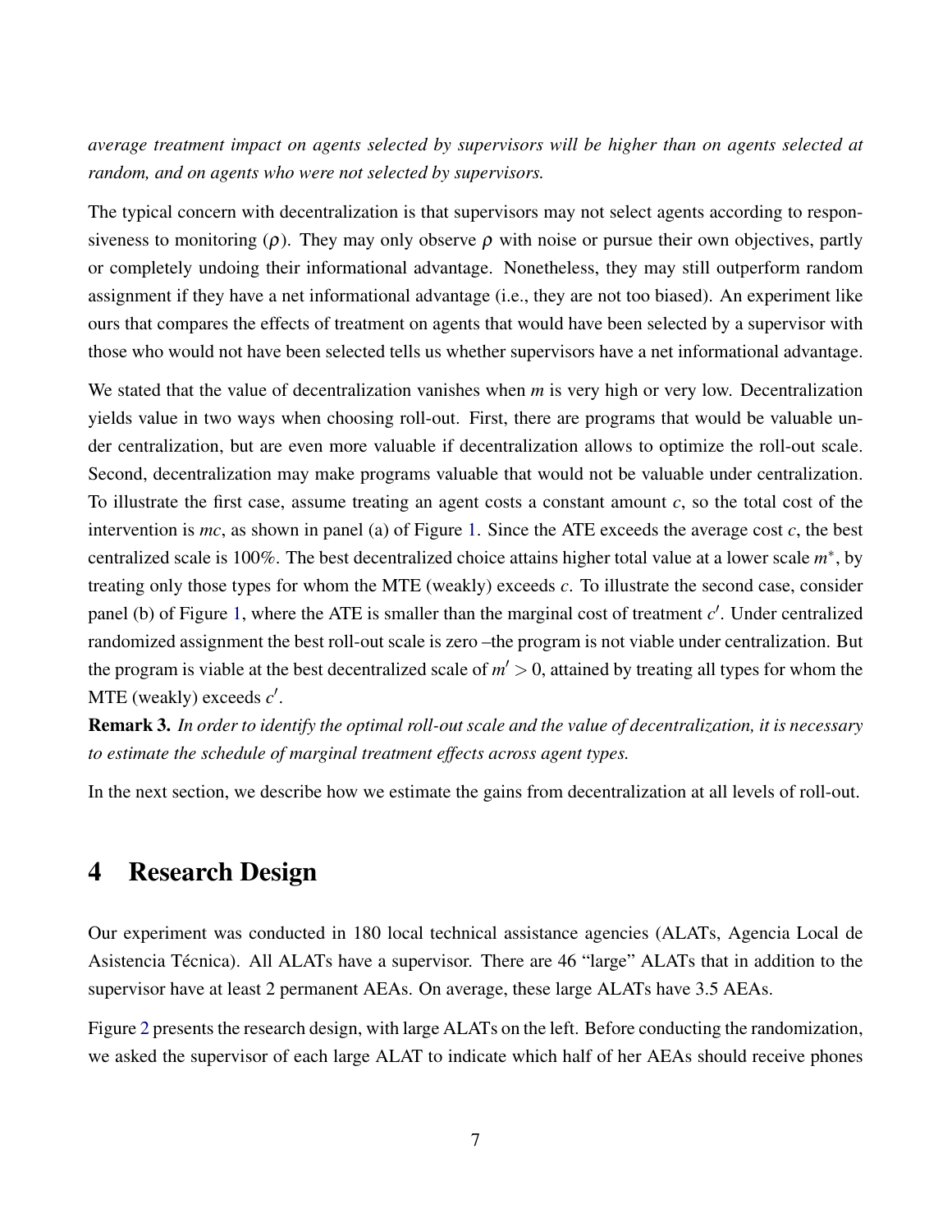*average treatment impact on agents selected by supervisors will be higher than on agents selected at random, and on agents who were not selected by supervisors.*

The typical concern with decentralization is that supervisors may not select agents according to responsiveness to monitoring ($\rho$). They may only observe $\rho$ with noise or pursue their own objectives, partly or completely undoing their informational advantage. Nonetheless, they may still outperform random assignment if they have a net informational advantage (i.e., they are not too biased). An experiment like ours that compares the effects of treatment on agents that would have been selected by a supervisor with those who would not have been selected tells us whether supervisors have a net informational advantage.

We stated that the value of decentralization vanishes when $m$ is very high or very low. Decentralization yields value in two ways when choosing roll-out. First, there are programs that would be valuable under centralization, but are even more valuable if decentralization allows to optimize the roll-out scale. Second, decentralization may make programs valuable that would not be valuable under centralization. To illustrate the first case, assume treating an agent costs a constant amount $c$, so the total cost of the intervention is $mc$, as shown in panel (a) of Figure 1. Since the ATE exceeds the average cost $c$, the best centralized scale is 100%. The best decentralized choice attains higher total value at a lower scale $m^*$, by treating only those types for whom the MTE (weakly) exceeds $c$. To illustrate the second case, consider panel (b) of Figure 1, where the ATE is smaller than the marginal cost of treatment $c'$. Under centralized randomized assignment the best roll-out scale is zero –the program is not viable under centralization. But the program is viable at the best decentralized scale of $m' > 0$, attained by treating all types for whom the MTE (weakly) exceeds $c'$.

**Remark 3.** *In order to identify the optimal roll-out scale and the value of decentralization, it is necessary to estimate the schedule of marginal treatment effects across agent types.*

In the next section, we describe how we estimate the gains from decentralization at all levels of roll-out.

# 4 Research Design

Our experiment was conducted in 180 local technical assistance agencies (ALATs, Agencia Local de Asistencia Técnica). All ALATs have a supervisor. There are 46 "large" ALATs that in addition to the supervisor have at least 2 permanent AEAs. On average, these large ALATs have 3.5 AEAs.

Figure 2 presents the research design, with large ALATs on the left. Before conducting the randomization, we asked the supervisor of each large ALAT to indicate which half of her AEAs should receive phones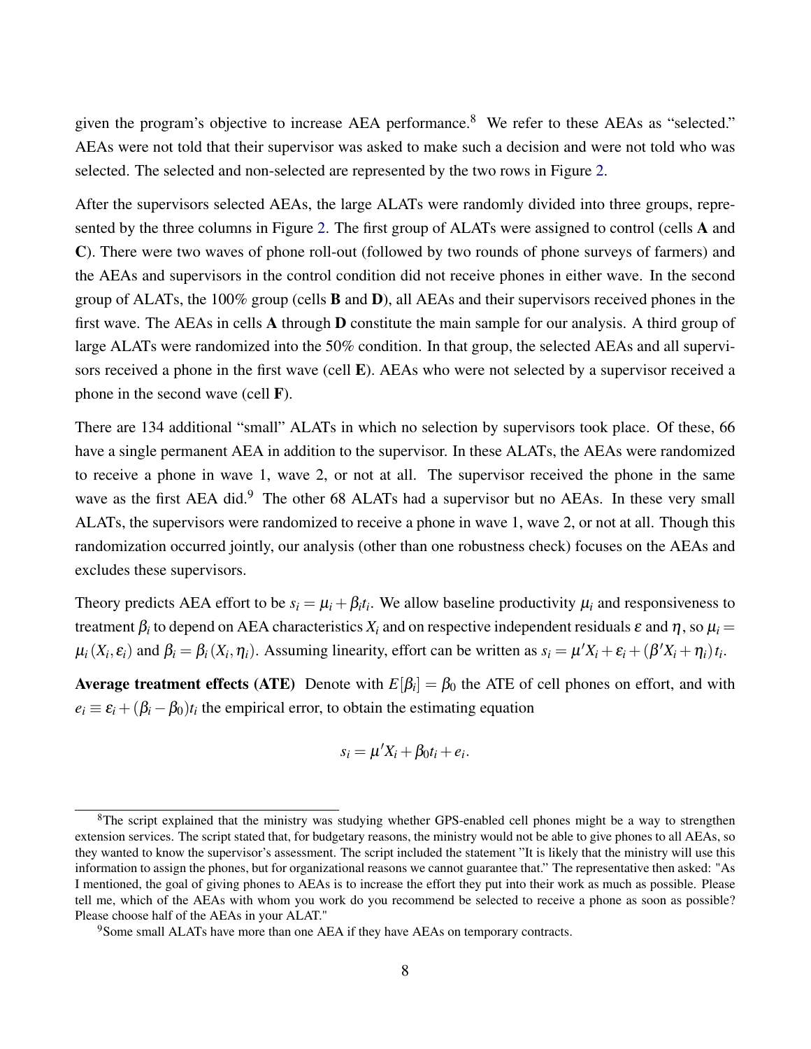given the program's objective to increase AEA performance.[8] We refer to these AEAs as "selected." AEAs were not told that their supervisor was asked to make such a decision and were not told who was selected. The selected and non-selected are represented by the two rows in Figure 2.

After the supervisors selected AEAs, the large ALATs were randomly divided into three groups, represented by the three columns in Figure 2. The first group of ALATs were assigned to control (cells **A** and **C**). There were two waves of phone roll-out (followed by two rounds of phone surveys of farmers) and the AEAs and supervisors in the control condition did not receive phones in either wave. In the second group of ALATs, the 100% group (cells **B** and **D**), all AEAs and their supervisors received phones in the first wave. The AEAs in cells **A** through **D** constitute the main sample for our analysis. A third group of large ALATs were randomized into the 50% condition. In that group, the selected AEAs and all supervisors received a phone in the first wave (cell **E**). AEAs who were not selected by a supervisor received a phone in the second wave (cell **F**).

There are 134 additional "small" ALATs in which no selection by supervisors took place. Of these, 66 have a single permanent AEA in addition to the supervisor. In these ALATs, the AEAs were randomized to receive a phone in wave 1, wave 2, or not at all. The supervisor received the phone in the same wave as the first AEA did.[9] The other 68 ALATs had a supervisor but no AEAs. In these very small ALATs, the supervisors were randomized to receive a phone in wave 1, wave 2, or not at all. Though this randomization occurred jointly, our analysis (other than one robustness check) focuses on the AEAs and excludes these supervisors.

Theory predicts AEA effort to be $s_i = \mu_i + \beta_i t_i$. We allow baseline productivity $\mu_i$ and responsiveness to treatment $\beta_i$ to depend on AEA characteristics $X_i$ and on respective independent residuals $\varepsilon$ and $\eta$, so $\mu_i = \mu_i(X_i, \varepsilon_i)$ and $\beta_i = \beta_i(X_i, \eta_i)$. Assuming linearity, effort can be written as $s_i = \mu' X_i + \varepsilon_i + (\beta' X_i + \eta_i) t_i$.

**Average treatment effects (ATE)** Denote with $E[\beta_i] = \beta_0$ the ATE of cell phones on effort, and with $e_i \equiv \varepsilon_i + (\beta_i - \beta_0) t_i$ the empirical error, to obtain the estimating equation

$$s_i = \mu' X_i + \beta_0 t_i + e_i.$$

---

[8] The script explained that the ministry was studying whether GPS-enabled cell phones might be a way to strengthen extension services. The script stated that, for budgetary reasons, the ministry would not be able to give phones to all AEAs, so they wanted to know the supervisor's assessment. The script included the statement "It is likely that the ministry will use this information to assign the phones, but for organizational reasons we cannot guarantee that." The representative then asked: "As I mentioned, the goal of giving phones to AEAs is to increase the effort they put into their work as much as possible. Please tell me, which of the AEAs with whom you work do you recommend be selected to receive a phone as soon as possible? Please choose half of the AEAs in your ALAT."

[9] Some small ALATs have more than one AEA if they have AEAs on temporary contracts.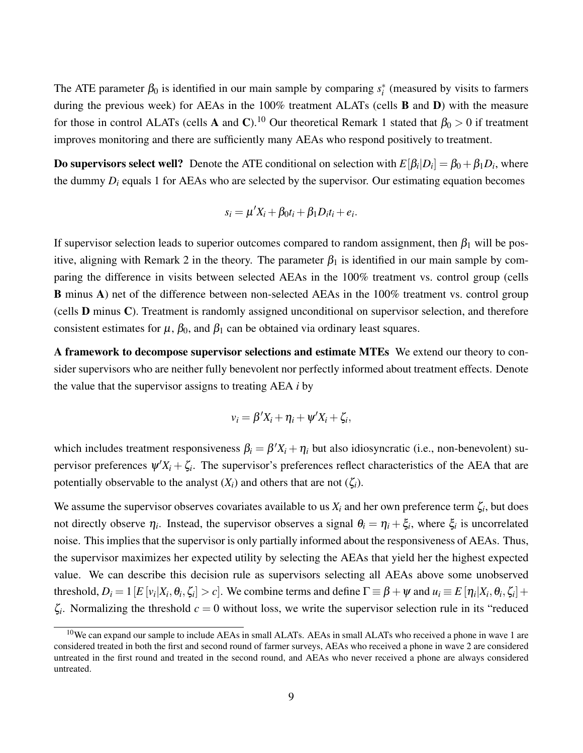The ATE parameter $\beta_0$ is identified in our main sample by comparing $s_i^*$ (measured by visits to farmers during the previous week) for AEAs in the 100% treatment ALATs (cells **B** and **D**) with the measure for those in control ALATs (cells **A** and **C**).[10] Our theoretical Remark 1 stated that $\beta_0 > 0$ if treatment improves monitoring and there are sufficiently many AEAs who respond positively to treatment.

**Do supervisors select well?** Denote the ATE conditional on selection with $E[\beta_i|D_i] = \beta_0 + \beta_1 D_i$, where the dummy $D_i$ equals 1 for AEAs who are selected by the supervisor. Our estimating equation becomes

$$s_i = \mu' X_i + \beta_0 t_i + \beta_1 D_i t_i + e_i.$$

If supervisor selection leads to superior outcomes compared to random assignment, then $\beta_1$ will be positive, aligning with Remark 2 in the theory. The parameter $\beta_1$ is identified in our main sample by comparing the difference in visits between selected AEAs in the 100% treatment vs. control group (cells **B** minus **A**) net of the difference between non-selected AEAs in the 100% treatment vs. control group (cells **D** minus **C**). Treatment is randomly assigned unconditional on supervisor selection, and therefore consistent estimates for $\mu$, $\beta_0$, and $\beta_1$ can be obtained via ordinary least squares.

**A framework to decompose supervisor selections and estimate MTEs** We extend our theory to consider supervisors who are neither fully benevolent nor perfectly informed about treatment effects. Denote the value that the supervisor assigns to treating AEA $i$ by

$$v_i = \beta' X_i + \eta_i + \psi' X_i + \zeta_i,$$

which includes treatment responsiveness $\beta_i = \beta' X_i + \eta_i$ but also idiosyncratic (i.e., non-benevolent) supervisor preferences $\psi' X_i + \zeta_i$. The supervisor's preferences reflect characteristics of the AEA that are potentially observable to the analyst ($X_i$) and others that are not ($\zeta_i$).

We assume the supervisor observes covariates available to us $X_i$ and her own preference term $\zeta_i$, but does not directly observe $\eta_i$. Instead, the supervisor observes a signal $\theta_i = \eta_i + \xi_i$, where $\xi_i$ is uncorrelated noise. This implies that the supervisor is only partially informed about the responsiveness of AEAs. Thus, the supervisor maximizes her expected utility by selecting the AEAs that yield her the highest expected value. We can describe this decision rule as supervisors selecting all AEAs above some unobserved threshold, $D_i = 1[E[v_i|X_i, \theta_i, \zeta_i] > c]$. We combine terms and define $\Gamma \equiv \beta + \psi$ and $u_i \equiv E[\eta_i|X_i, \theta_i, \zeta_i] + \zeta_i$. Normalizing the threshold $c = 0$ without loss, we write the supervisor selection rule in its "reduced

[10] We can expand our sample to include AEAs in small ALATs. AEAs in small ALATs who received a phone in wave 1 are considered treated in both the first and second round of farmer surveys, AEAs who received a phone in wave 2 are considered untreated in the first round and treated in the second round, and AEAs who never received a phone are always considered untreated.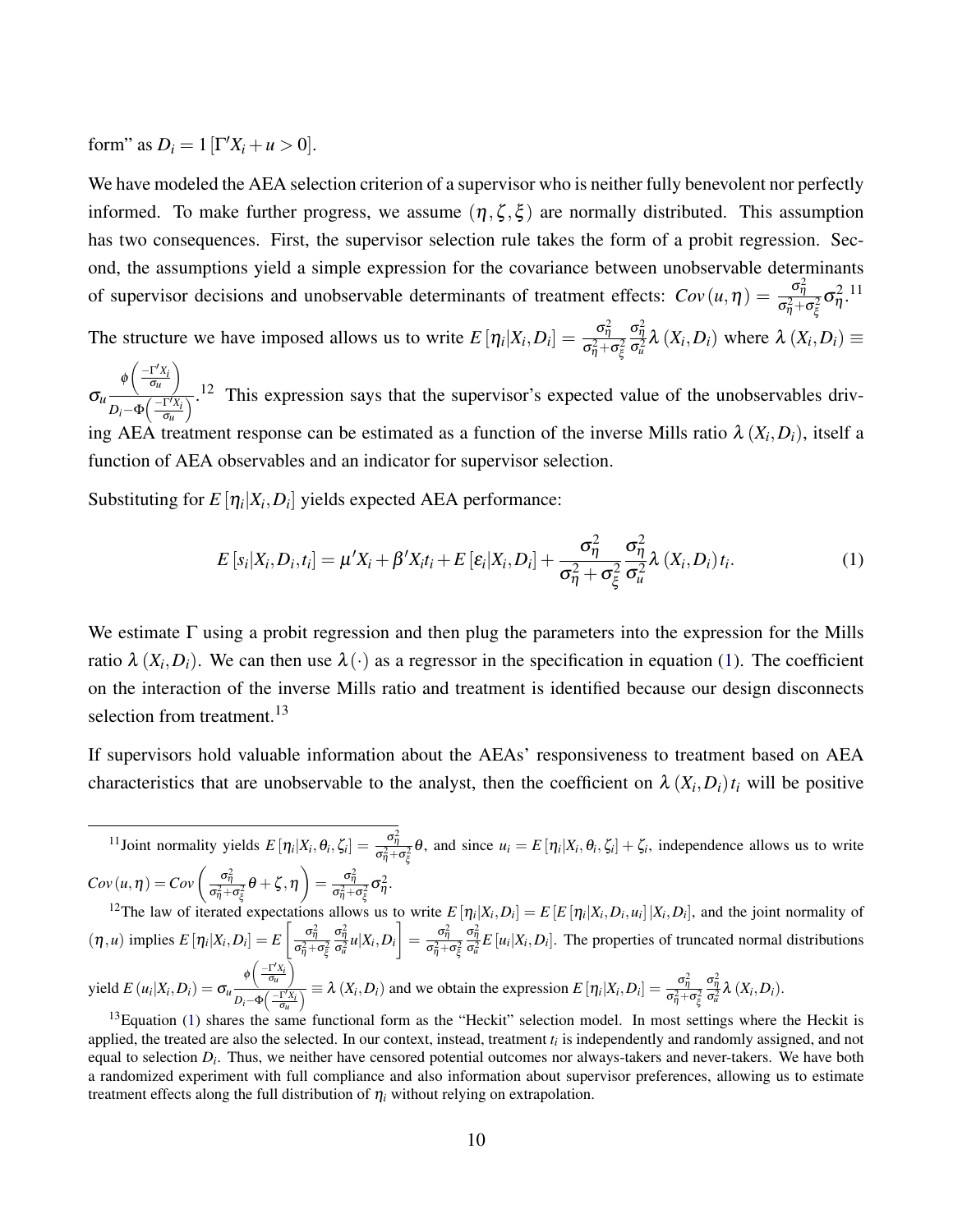form" as $D_i = 1\left[\Gamma' X_i + u > 0\right]$.

We have modeled the AEA selection criterion of a supervisor who is neither fully benevolent nor perfectly informed. To make further progress, we assume $(\eta, \zeta, \xi)$ are normally distributed. This assumption has two consequences. First, the supervisor selection rule takes the form of a probit regression. Second, the assumptions yield a simple expression for the covariance between unobservable determinants of supervisor decisions and unobservable determinants of treatment effects: $Cov(u, \eta) = \frac{\sigma_\eta^2}{\sigma_\eta^2 + \sigma_\xi^2}\sigma_\eta^2$.[11] The structure we have imposed allows us to write $E[\eta_i | X_i, D_i] = \frac{\sigma_\eta^2}{\sigma_\eta^2 + \sigma_\xi^2}\frac{\sigma_\eta^2}{\sigma_u^2}\lambda(X_i, D_i)$ where $\lambda(X_i, D_i) \equiv \sigma_u \frac{\phi\left(\frac{-\Gamma' X_i}{\sigma_u}\right)}{D_i - \Phi\left(\frac{-\Gamma' X_i}{\sigma_u}\right)}$.[12] This expression says that the supervisor's expected value of the unobservables driving AEA treatment response can be estimated as a function of the inverse Mills ratio $\lambda(X_i, D_i)$, itself a function of AEA observables and an indicator for supervisor selection.

Substituting for $E[\eta_i | X_i, D_i]$ yields expected AEA performance:

$$E[s_i | X_i, D_i, t_i] = \mu' X_i + \beta' X_i t_i + E[\varepsilon_i | X_i, D_i] + \frac{\sigma_\eta^2}{\sigma_\eta^2 + \sigma_\xi^2}\frac{\sigma_\eta^2}{\sigma_u^2}\lambda(X_i, D_i)\, t_i. \tag{1}$$

We estimate $\Gamma$ using a probit regression and then plug the parameters into the expression for the Mills ratio $\lambda(X_i, D_i)$. We can then use $\lambda(\cdot)$ as a regressor in the specification in equation (1). The coefficient on the interaction of the inverse Mills ratio and treatment is identified because our design disconnects selection from treatment.[13]

If supervisors hold valuable information about the AEAs' responsiveness to treatment based on AEA characteristics that are unobservable to the analyst, then the coefficient on $\lambda(X_i, D_i)\, t_i$ will be positive

---

[11] Joint normality yields $E[\eta_i | X_i, \theta_i, \zeta_i] = \frac{\sigma_\eta^2}{\sigma_\eta^2 + \sigma_\xi^2}\theta$, and since $u_i = E[\eta_i | X_i, \theta_i, \zeta_i] + \zeta_i$, independence allows us to write $Cov(u, \eta) = Cov\left(\frac{\sigma_\eta^2}{\sigma_\eta^2 + \sigma_\xi^2}\theta + \zeta, \eta\right) = \frac{\sigma_\eta^2}{\sigma_\eta^2 + \sigma_\xi^2}\sigma_\eta^2$.

[12] The law of iterated expectations allows us to write $E[\eta_i | X_i, D_i] = E\left[E[\eta_i | X_i, D_i, u_i] | X_i, D_i\right]$, and the joint normality of $(\eta, u)$ implies $E[\eta_i | X_i, D_i] = E\left[\frac{\sigma_\eta^2}{\sigma_\eta^2 + \sigma_\xi^2}\frac{\sigma_\eta^2}{\sigma_u^2} u | X_i, D_i\right] = \frac{\sigma_\eta^2}{\sigma_\eta^2 + \sigma_\xi^2}\frac{\sigma_\eta^2}{\sigma_u^2} E[u_i | X_i, D_i]$. The properties of truncated normal distributions yield $E(u_i | X_i, D_i) = \sigma_u \frac{\phi\left(\frac{-\Gamma' X_i}{\sigma_u}\right)}{D_i - \Phi\left(\frac{-\Gamma' X_i}{\sigma_u}\right)} \equiv \lambda(X_i, D_i)$ and we obtain the expression $E[\eta_i | X_i, D_i] = \frac{\sigma_\eta^2}{\sigma_\eta^2 + \sigma_\xi^2}\frac{\sigma_\eta^2}{\sigma_u^2}\lambda(X_i, D_i)$.

[13] Equation (1) shares the same functional form as the "Heckit" selection model. In most settings where the Heckit is applied, the treated are also the selected. In our context, instead, treatment $t_i$ is independently and randomly assigned, and not equal to selection $D_i$. Thus, we neither have censored potential outcomes nor always-takers and never-takers. We have both a randomized experiment with full compliance and also information about supervisor preferences, allowing us to estimate treatment effects along the full distribution of $\eta_i$ without relying on extrapolation.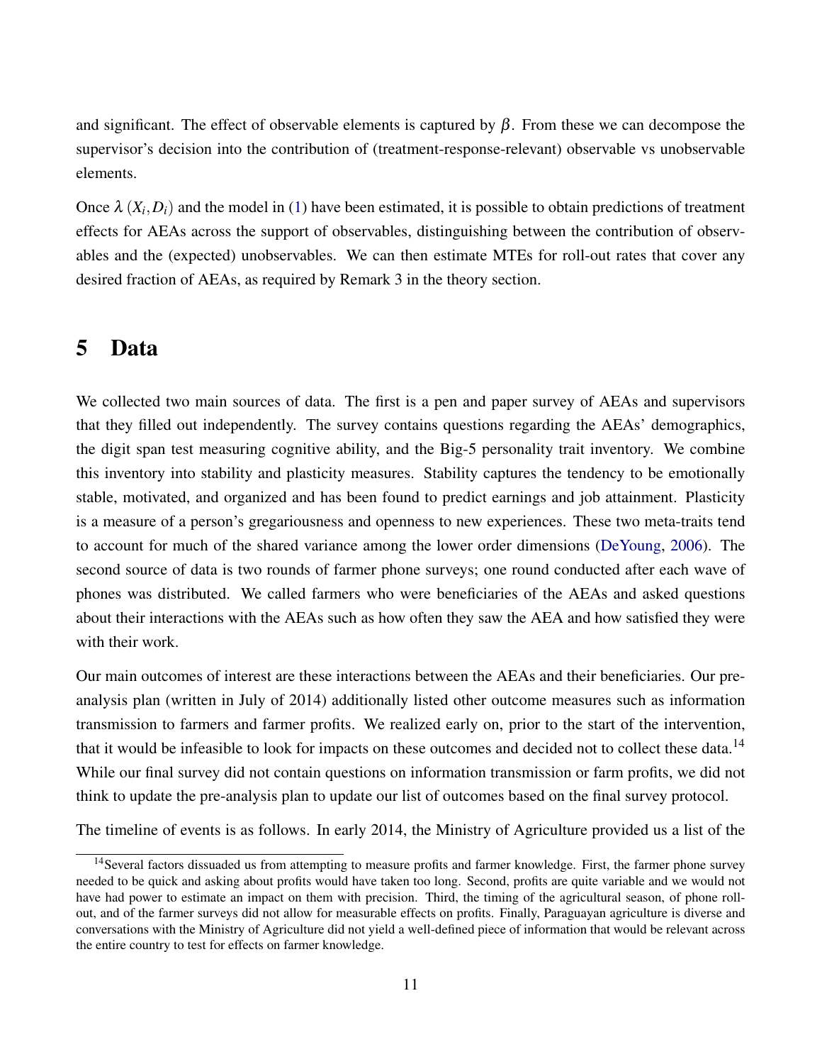and significant. The effect of observable elements is captured by $\beta$. From these we can decompose the supervisor's decision into the contribution of (treatment-response-relevant) observable vs unobservable elements.

Once $\lambda(X_i, D_i)$ and the model in (1) have been estimated, it is possible to obtain predictions of treatment effects for AEAs across the support of observables, distinguishing between the contribution of observables and the (expected) unobservables. We can then estimate MTEs for roll-out rates that cover any desired fraction of AEAs, as required by Remark 3 in the theory section.

# 5 Data

We collected two main sources of data. The first is a pen and paper survey of AEAs and supervisors that they filled out independently. The survey contains questions regarding the AEAs' demographics, the digit span test measuring cognitive ability, and the Big-5 personality trait inventory. We combine this inventory into stability and plasticity measures. Stability captures the tendency to be emotionally stable, motivated, and organized and has been found to predict earnings and job attainment. Plasticity is a measure of a person's gregariousness and openness to new experiences. These two meta-traits tend to account for much of the shared variance among the lower order dimensions (DeYoung, 2006). The second source of data is two rounds of farmer phone surveys; one round conducted after each wave of phones was distributed. We called farmers who were beneficiaries of the AEAs and asked questions about their interactions with the AEAs such as how often they saw the AEA and how satisfied they were with their work.

Our main outcomes of interest are these interactions between the AEAs and their beneficiaries. Our pre-analysis plan (written in July of 2014) additionally listed other outcome measures such as information transmission to farmers and farmer profits. We realized early on, prior to the start of the intervention, that it would be infeasible to look for impacts on these outcomes and decided not to collect these data.[14] While our final survey did not contain questions on information transmission or farm profits, we did not think to update the pre-analysis plan to update our list of outcomes based on the final survey protocol.

The timeline of events is as follows. In early 2014, the Ministry of Agriculture provided us a list of the

[14] Several factors dissuaded us from attempting to measure profits and farmer knowledge. First, the farmer phone survey needed to be quick and asking about profits would have taken too long. Second, profits are quite variable and we would not have had power to estimate an impact on them with precision. Third, the timing of the agricultural season, of phone roll-out, and of the farmer surveys did not allow for measurable effects on profits. Finally, Paraguayan agriculture is diverse and conversations with the Ministry of Agriculture did not yield a well-defined piece of information that would be relevant across the entire country to test for effects on farmer knowledge.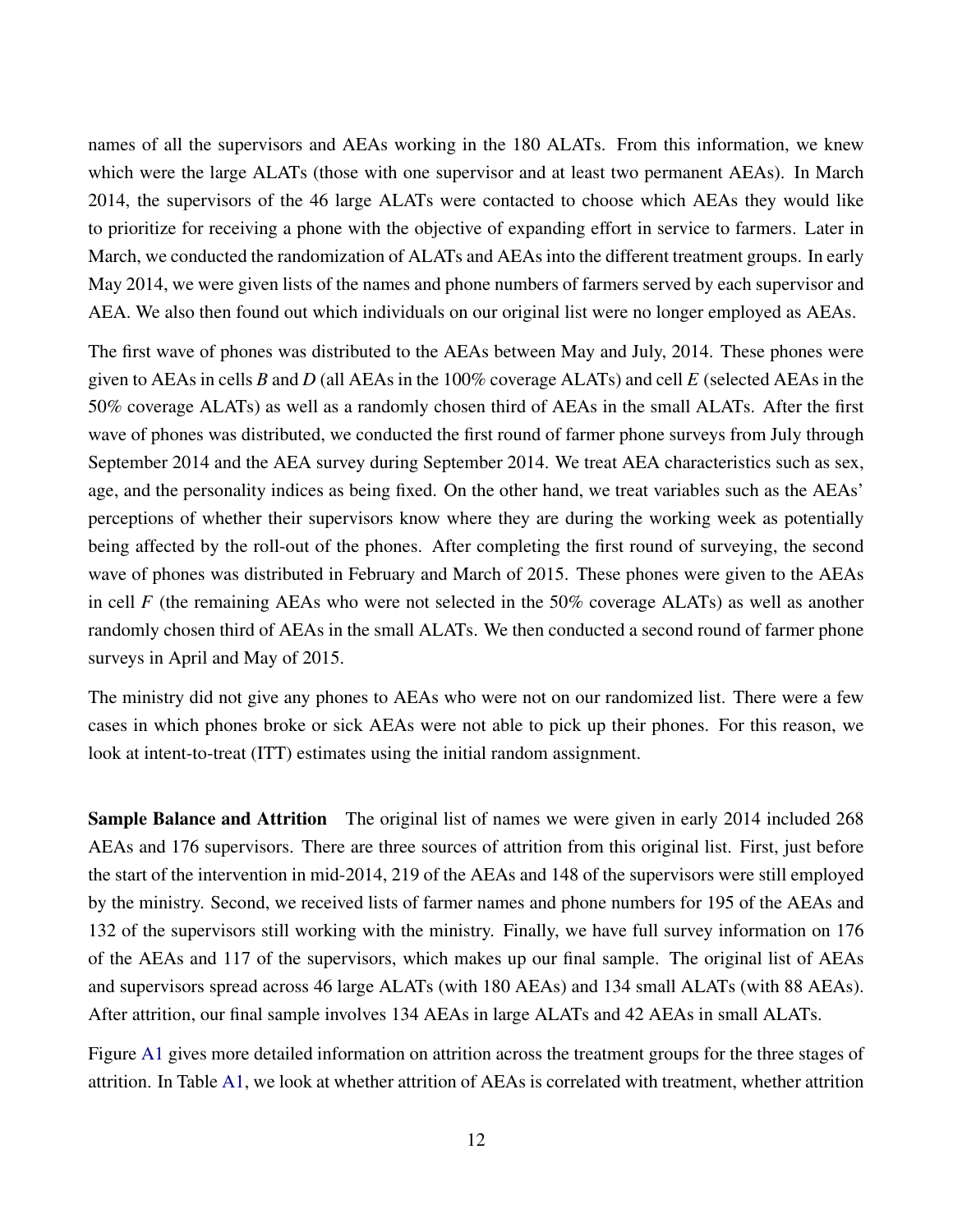names of all the supervisors and AEAs working in the 180 ALATs. From this information, we knew which were the large ALATs (those with one supervisor and at least two permanent AEAs). In March 2014, the supervisors of the 46 large ALATs were contacted to choose which AEAs they would like to prioritize for receiving a phone with the objective of expanding effort in service to farmers. Later in March, we conducted the randomization of ALATs and AEAs into the different treatment groups. In early May 2014, we were given lists of the names and phone numbers of farmers served by each supervisor and AEA. We also then found out which individuals on our original list were no longer employed as AEAs.

The first wave of phones was distributed to the AEAs between May and July, 2014. These phones were given to AEAs in cells *B* and *D* (all AEAs in the 100% coverage ALATs) and cell *E* (selected AEAs in the 50% coverage ALATs) as well as a randomly chosen third of AEAs in the small ALATs. After the first wave of phones was distributed, we conducted the first round of farmer phone surveys from July through September 2014 and the AEA survey during September 2014. We treat AEA characteristics such as sex, age, and the personality indices as being fixed. On the other hand, we treat variables such as the AEAs' perceptions of whether their supervisors know where they are during the working week as potentially being affected by the roll-out of the phones. After completing the first round of surveying, the second wave of phones was distributed in February and March of 2015. These phones were given to the AEAs in cell *F* (the remaining AEAs who were not selected in the 50% coverage ALATs) as well as another randomly chosen third of AEAs in the small ALATs. We then conducted a second round of farmer phone surveys in April and May of 2015.

The ministry did not give any phones to AEAs who were not on our randomized list. There were a few cases in which phones broke or sick AEAs were not able to pick up their phones. For this reason, we look at intent-to-treat (ITT) estimates using the initial random assignment.

**Sample Balance and Attrition** The original list of names we were given in early 2014 included 268 AEAs and 176 supervisors. There are three sources of attrition from this original list. First, just before the start of the intervention in mid-2014, 219 of the AEAs and 148 of the supervisors were still employed by the ministry. Second, we received lists of farmer names and phone numbers for 195 of the AEAs and 132 of the supervisors still working with the ministry. Finally, we have full survey information on 176 of the AEAs and 117 of the supervisors, which makes up our final sample. The original list of AEAs and supervisors spread across 46 large ALATs (with 180 AEAs) and 134 small ALATs (with 88 AEAs). After attrition, our final sample involves 134 AEAs in large ALATs and 42 AEAs in small ALATs.

Figure A1 gives more detailed information on attrition across the treatment groups for the three stages of attrition. In Table A1, we look at whether attrition of AEAs is correlated with treatment, whether attrition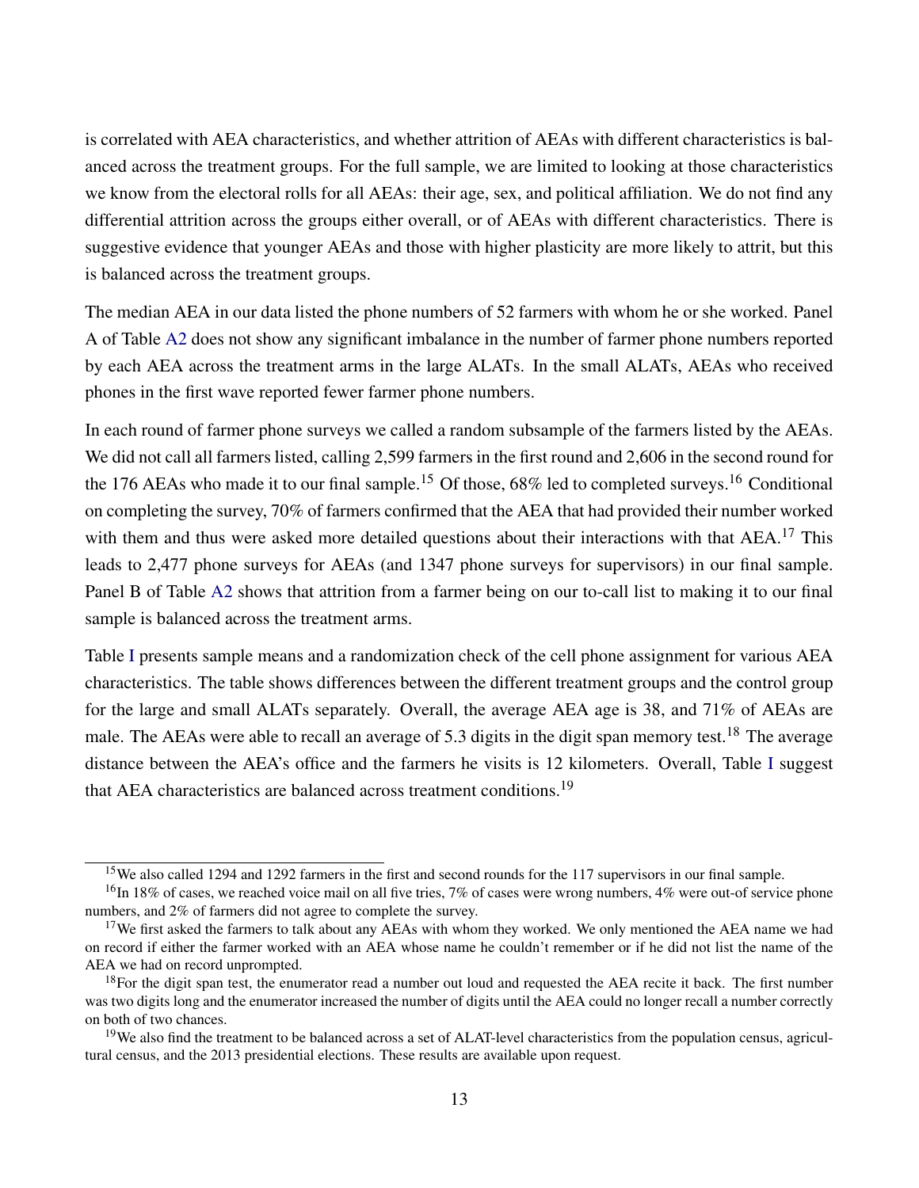is correlated with AEA characteristics, and whether attrition of AEAs with different characteristics is balanced across the treatment groups. For the full sample, we are limited to looking at those characteristics we know from the electoral rolls for all AEAs: their age, sex, and political affiliation. We do not find any differential attrition across the groups either overall, or of AEAs with different characteristics. There is suggestive evidence that younger AEAs and those with higher plasticity are more likely to attrit, but this is balanced across the treatment groups.

The median AEA in our data listed the phone numbers of 52 farmers with whom he or she worked. Panel A of Table A2 does not show any significant imbalance in the number of farmer phone numbers reported by each AEA across the treatment arms in the large ALATs. In the small ALATs, AEAs who received phones in the first wave reported fewer farmer phone numbers.

In each round of farmer phone surveys we called a random subsample of the farmers listed by the AEAs. We did not call all farmers listed, calling 2,599 farmers in the first round and 2,606 in the second round for the 176 AEAs who made it to our final sample.[15] Of those, 68% led to completed surveys.[16] Conditional on completing the survey, 70% of farmers confirmed that the AEA that had provided their number worked with them and thus were asked more detailed questions about their interactions with that AEA.[17] This leads to 2,477 phone surveys for AEAs (and 1347 phone surveys for supervisors) in our final sample. Panel B of Table A2 shows that attrition from a farmer being on our to-call list to making it to our final sample is balanced across the treatment arms.

Table I presents sample means and a randomization check of the cell phone assignment for various AEA characteristics. The table shows differences between the different treatment groups and the control group for the large and small ALATs separately. Overall, the average AEA age is 38, and 71% of AEAs are male. The AEAs were able to recall an average of 5.3 digits in the digit span memory test.[18] The average distance between the AEA's office and the farmers he visits is 12 kilometers. Overall, Table I suggest that AEA characteristics are balanced across treatment conditions.[19]

---

[15] We also called 1294 and 1292 farmers in the first and second rounds for the 117 supervisors in our final sample.

[16] In 18% of cases, we reached voice mail on all five tries, 7% of cases were wrong numbers, 4% were out-of service phone numbers, and 2% of farmers did not agree to complete the survey.

[17] We first asked the farmers to talk about any AEAs with whom they worked. We only mentioned the AEA name we had on record if either the farmer worked with an AEA whose name he couldn't remember or if he did not list the name of the AEA we had on record unprompted.

[18] For the digit span test, the enumerator read a number out loud and requested the AEA recite it back. The first number was two digits long and the enumerator increased the number of digits until the AEA could no longer recall a number correctly on both of two chances.

[19] We also find the treatment to be balanced across a set of ALAT-level characteristics from the population census, agricultural census, and the 2013 presidential elections. These results are available upon request.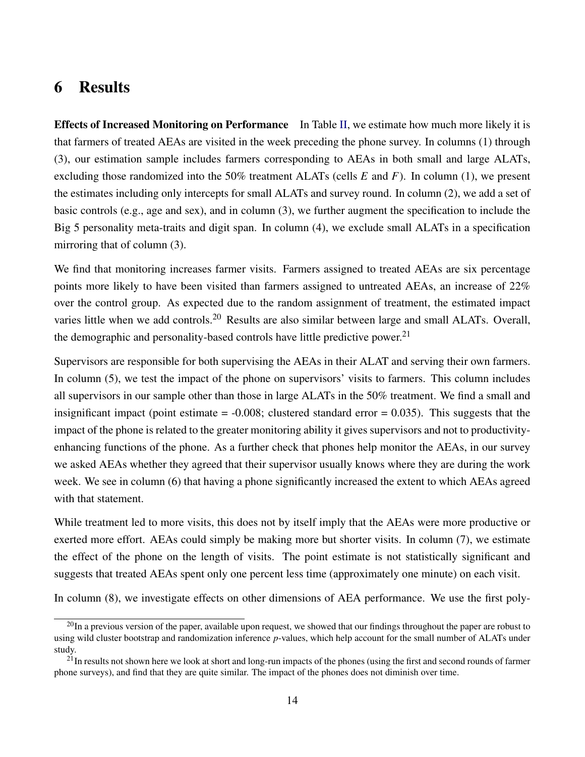# 6 Results

**Effects of Increased Monitoring on Performance** In Table II, we estimate how much more likely it is that farmers of treated AEAs are visited in the week preceding the phone survey. In columns (1) through (3), our estimation sample includes farmers corresponding to AEAs in both small and large ALATs, excluding those randomized into the 50% treatment ALATs (cells $E$ and $F$). In column (1), we present the estimates including only intercepts for small ALATs and survey round. In column (2), we add a set of basic controls (e.g., age and sex), and in column (3), we further augment the specification to include the Big 5 personality meta-traits and digit span. In column (4), we exclude small ALATs in a specification mirroring that of column (3).

We find that monitoring increases farmer visits. Farmers assigned to treated AEAs are six percentage points more likely to have been visited than farmers assigned to untreated AEAs, an increase of 22% over the control group. As expected due to the random assignment of treatment, the estimated impact varies little when we add controls.[20] Results are also similar between large and small ALATs. Overall, the demographic and personality-based controls have little predictive power.[21]

Supervisors are responsible for both supervising the AEAs in their ALAT and serving their own farmers. In column (5), we test the impact of the phone on supervisors' visits to farmers. This column includes all supervisors in our sample other than those in large ALATs in the 50% treatment. We find a small and insignificant impact (point estimate = -0.008; clustered standard error = 0.035). This suggests that the impact of the phone is related to the greater monitoring ability it gives supervisors and not to productivity-enhancing functions of the phone. As a further check that phones help monitor the AEAs, in our survey we asked AEAs whether they agreed that their supervisor usually knows where they are during the work week. We see in column (6) that having a phone significantly increased the extent to which AEAs agreed with that statement.

While treatment led to more visits, this does not by itself imply that the AEAs were more productive or exerted more effort. AEAs could simply be making more but shorter visits. In column (7), we estimate the effect of the phone on the length of visits. The point estimate is not statistically significant and suggests that treated AEAs spent only one percent less time (approximately one minute) on each visit.

In column (8), we investigate effects on other dimensions of AEA performance. We use the first poly-

[20] In a previous version of the paper, available upon request, we showed that our findings throughout the paper are robust to using wild cluster bootstrap and randomization inference $p$-values, which help account for the small number of ALATs under study.

[21] In results not shown here we look at short and long-run impacts of the phones (using the first and second rounds of farmer phone surveys), and find that they are quite similar. The impact of the phones does not diminish over time.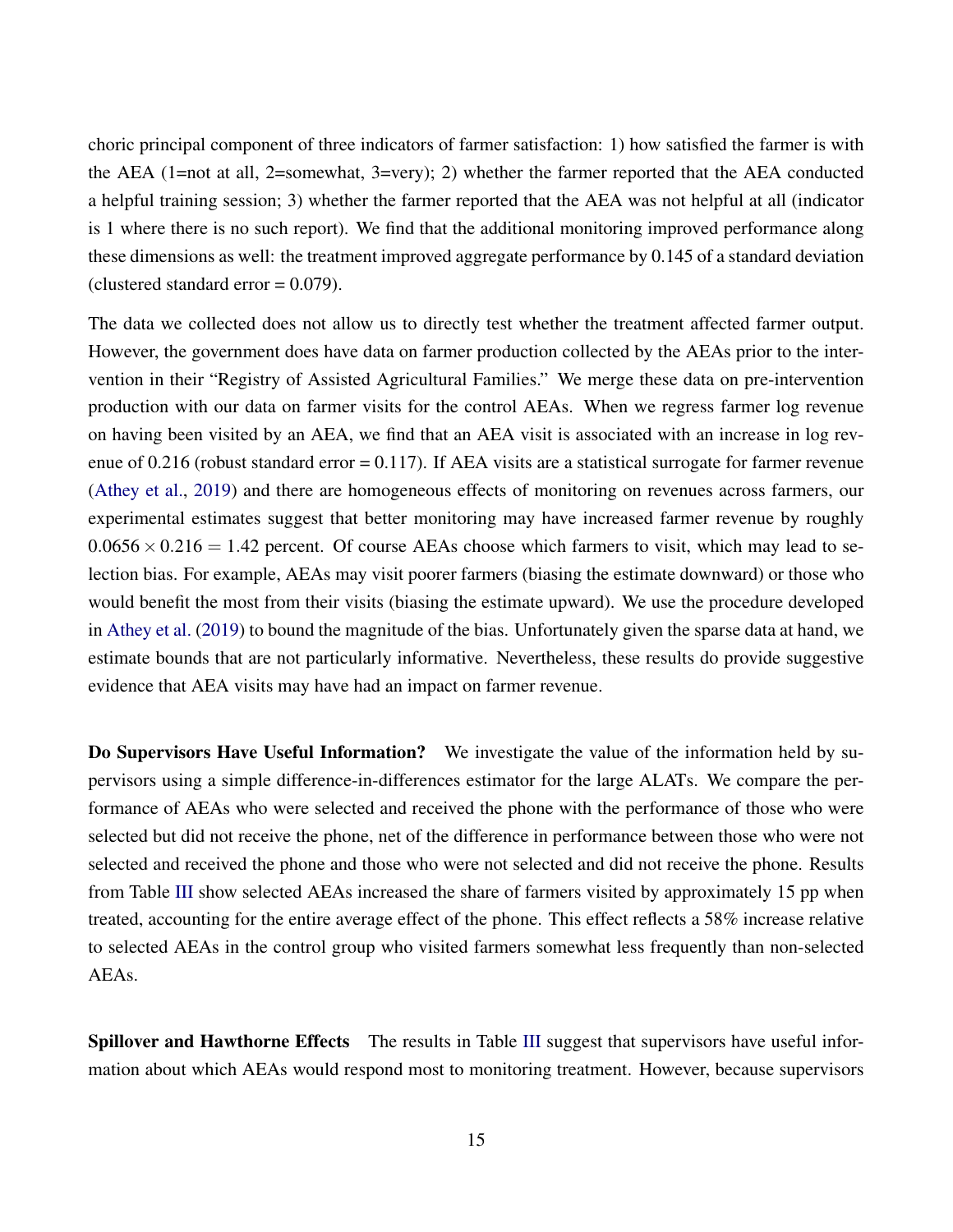choric principal component of three indicators of farmer satisfaction: 1) how satisfied the farmer is with the AEA (1=not at all, 2=somewhat, 3=very); 2) whether the farmer reported that the AEA conducted a helpful training session; 3) whether the farmer reported that the AEA was not helpful at all (indicator is 1 where there is no such report). We find that the additional monitoring improved performance along these dimensions as well: the treatment improved aggregate performance by 0.145 of a standard deviation (clustered standard error = 0.079).

The data we collected does not allow us to directly test whether the treatment affected farmer output. However, the government does have data on farmer production collected by the AEAs prior to the intervention in their "Registry of Assisted Agricultural Families." We merge these data on pre-intervention production with our data on farmer visits for the control AEAs. When we regress farmer log revenue on having been visited by an AEA, we find that an AEA visit is associated with an increase in log revenue of 0.216 (robust standard error = 0.117). If AEA visits are a statistical surrogate for farmer revenue (Athey et al., 2019) and there are homogeneous effects of monitoring on revenues across farmers, our experimental estimates suggest that better monitoring may have increased farmer revenue by roughly $0.0656 \times 0.216 = 1.42$ percent. Of course AEAs choose which farmers to visit, which may lead to selection bias. For example, AEAs may visit poorer farmers (biasing the estimate downward) or those who would benefit the most from their visits (biasing the estimate upward). We use the procedure developed in Athey et al. (2019) to bound the magnitude of the bias. Unfortunately given the sparse data at hand, we estimate bounds that are not particularly informative. Nevertheless, these results do provide suggestive evidence that AEA visits may have had an impact on farmer revenue.

**Do Supervisors Have Useful Information?** We investigate the value of the information held by supervisors using a simple difference-in-differences estimator for the large ALATs. We compare the performance of AEAs who were selected and received the phone with the performance of those who were selected but did not receive the phone, net of the difference in performance between those who were not selected and received the phone and those who were not selected and did not receive the phone. Results from Table III show selected AEAs increased the share of farmers visited by approximately 15 pp when treated, accounting for the entire average effect of the phone. This effect reflects a 58% increase relative to selected AEAs in the control group who visited farmers somewhat less frequently than non-selected AEAs.

**Spillover and Hawthorne Effects** The results in Table III suggest that supervisors have useful information about which AEAs would respond most to monitoring treatment. However, because supervisors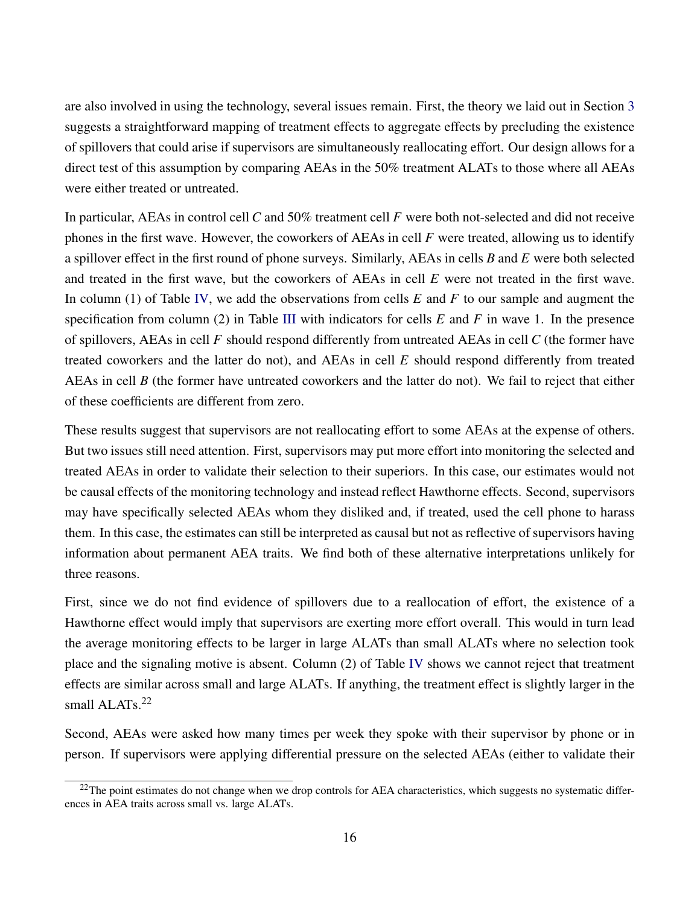are also involved in using the technology, several issues remain. First, the theory we laid out in Section 3 suggests a straightforward mapping of treatment effects to aggregate effects by precluding the existence of spillovers that could arise if supervisors are simultaneously reallocating effort. Our design allows for a direct test of this assumption by comparing AEAs in the 50% treatment ALATs to those where all AEAs were either treated or untreated.

In particular, AEAs in control cell *C* and 50% treatment cell *F* were both not-selected and did not receive phones in the first wave. However, the coworkers of AEAs in cell *F* were treated, allowing us to identify a spillover effect in the first round of phone surveys. Similarly, AEAs in cells *B* and *E* were both selected and treated in the first wave, but the coworkers of AEAs in cell *E* were not treated in the first wave. In column (1) of Table IV, we add the observations from cells *E* and *F* to our sample and augment the specification from column (2) in Table III with indicators for cells *E* and *F* in wave 1. In the presence of spillovers, AEAs in cell *F* should respond differently from untreated AEAs in cell *C* (the former have treated coworkers and the latter do not), and AEAs in cell *E* should respond differently from treated AEAs in cell *B* (the former have untreated coworkers and the latter do not). We fail to reject that either of these coefficients are different from zero.

These results suggest that supervisors are not reallocating effort to some AEAs at the expense of others. But two issues still need attention. First, supervisors may put more effort into monitoring the selected and treated AEAs in order to validate their selection to their superiors. In this case, our estimates would not be causal effects of the monitoring technology and instead reflect Hawthorne effects. Second, supervisors may have specifically selected AEAs whom they disliked and, if treated, used the cell phone to harass them. In this case, the estimates can still be interpreted as causal but not as reflective of supervisors having information about permanent AEA traits. We find both of these alternative interpretations unlikely for three reasons.

First, since we do not find evidence of spillovers due to a reallocation of effort, the existence of a Hawthorne effect would imply that supervisors are exerting more effort overall. This would in turn lead the average monitoring effects to be larger in large ALATs than small ALATs where no selection took place and the signaling motive is absent. Column (2) of Table IV shows we cannot reject that treatment effects are similar across small and large ALATs. If anything, the treatment effect is slightly larger in the small ALATs.[22]

Second, AEAs were asked how many times per week they spoke with their supervisor by phone or in person. If supervisors were applying differential pressure on the selected AEAs (either to validate their

[22]The point estimates do not change when we drop controls for AEA characteristics, which suggests no systematic differences in AEA traits across small vs. large ALATs.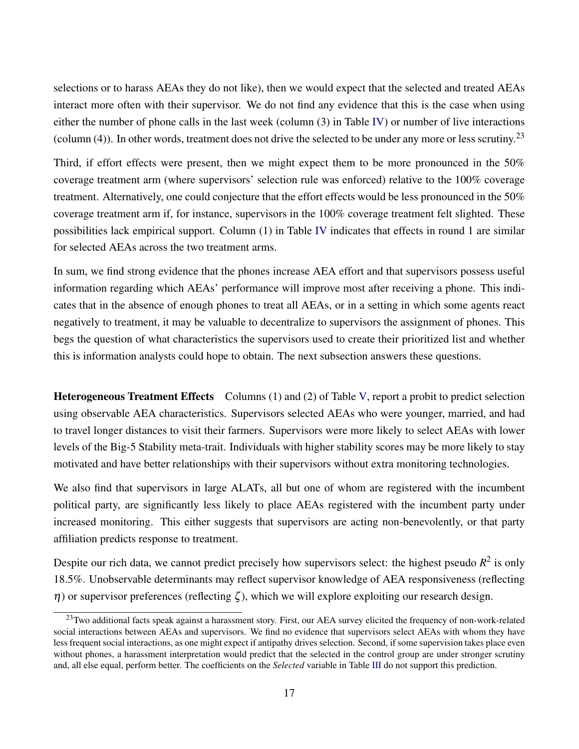selections or to harass AEAs they do not like), then we would expect that the selected and treated AEAs interact more often with their supervisor. We do not find any evidence that this is the case when using either the number of phone calls in the last week (column (3) in Table IV) or number of live interactions (column (4)). In other words, treatment does not drive the selected to be under any more or less scrutiny.[23]

Third, if effort effects were present, then we might expect them to be more pronounced in the 50% coverage treatment arm (where supervisors' selection rule was enforced) relative to the 100% coverage treatment. Alternatively, one could conjecture that the effort effects would be less pronounced in the 50% coverage treatment arm if, for instance, supervisors in the 100% coverage treatment felt slighted. These possibilities lack empirical support. Column (1) in Table IV indicates that effects in round 1 are similar for selected AEAs across the two treatment arms.

In sum, we find strong evidence that the phones increase AEA effort and that supervisors possess useful information regarding which AEAs' performance will improve most after receiving a phone. This indicates that in the absence of enough phones to treat all AEAs, or in a setting in which some agents react negatively to treatment, it may be valuable to decentralize to supervisors the assignment of phones. This begs the question of what characteristics the supervisors used to create their prioritized list and whether this is information analysts could hope to obtain. The next subsection answers these questions.

**Heterogeneous Treatment Effects** Columns (1) and (2) of Table V, report a probit to predict selection using observable AEA characteristics. Supervisors selected AEAs who were younger, married, and had to travel longer distances to visit their farmers. Supervisors were more likely to select AEAs with lower levels of the Big-5 Stability meta-trait. Individuals with higher stability scores may be more likely to stay motivated and have better relationships with their supervisors without extra monitoring technologies.

We also find that supervisors in large ALATs, all but one of whom are registered with the incumbent political party, are significantly less likely to place AEAs registered with the incumbent party under increased monitoring. This either suggests that supervisors are acting non-benevolently, or that party affiliation predicts response to treatment.

Despite our rich data, we cannot predict precisely how supervisors select: the highest pseudo $R^2$ is only 18.5%. Unobservable determinants may reflect supervisor knowledge of AEA responsiveness (reflecting $\eta$) or supervisor preferences (reflecting $\zeta$), which we will explore exploiting our research design.

[23] Two additional facts speak against a harassment story. First, our AEA survey elicited the frequency of non-work-related social interactions between AEAs and supervisors. We find no evidence that supervisors select AEAs with whom they have less frequent social interactions, as one might expect if antipathy drives selection. Second, if some supervision takes place even without phones, a harassment interpretation would predict that the selected in the control group are under stronger scrutiny and, all else equal, perform better. The coefficients on the *Selected* variable in Table III do not support this prediction.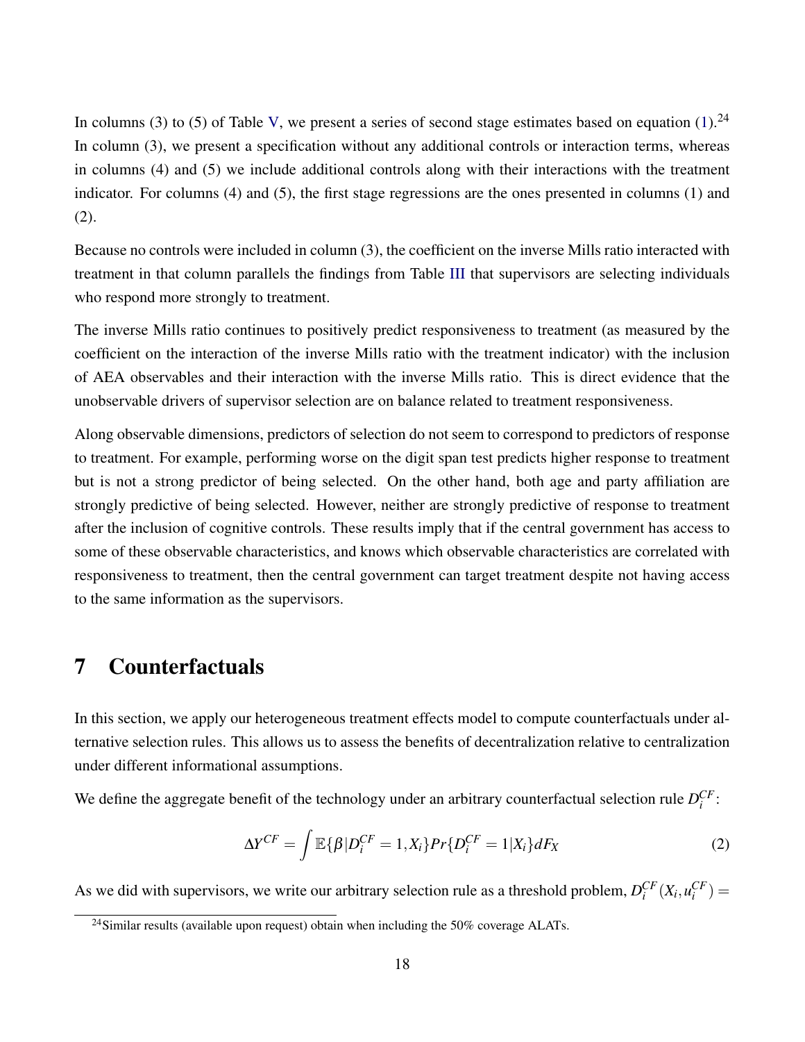In columns (3) to (5) of Table V, we present a series of second stage estimates based on equation (1).[24] In column (3), we present a specification without any additional controls or interaction terms, whereas in columns (4) and (5) we include additional controls along with their interactions with the treatment indicator. For columns (4) and (5), the first stage regressions are the ones presented in columns (1) and (2).

Because no controls were included in column (3), the coefficient on the inverse Mills ratio interacted with treatment in that column parallels the findings from Table III that supervisors are selecting individuals who respond more strongly to treatment.

The inverse Mills ratio continues to positively predict responsiveness to treatment (as measured by the coefficient on the interaction of the inverse Mills ratio with the treatment indicator) with the inclusion of AEA observables and their interaction with the inverse Mills ratio. This is direct evidence that the unobservable drivers of supervisor selection are on balance related to treatment responsiveness.

Along observable dimensions, predictors of selection do not seem to correspond to predictors of response to treatment. For example, performing worse on the digit span test predicts higher response to treatment but is not a strong predictor of being selected. On the other hand, both age and party affiliation are strongly predictive of being selected. However, neither are strongly predictive of response to treatment after the inclusion of cognitive controls. These results imply that if the central government has access to some of these observable characteristics, and knows which observable characteristics are correlated with responsiveness to treatment, then the central government can target treatment despite not having access to the same information as the supervisors.

# 7 Counterfactuals

In this section, we apply our heterogeneous treatment effects model to compute counterfactuals under alternative selection rules. This allows us to assess the benefits of decentralization relative to centralization under different informational assumptions.

We define the aggregate benefit of the technology under an arbitrary counterfactual selection rule $D_i^{CF}$:

$$\Delta Y^{CF} = \int \mathbb{E}\{\beta | D_i^{CF} = 1, X_i\} Pr\{D_i^{CF} = 1 | X_i\} dF_X \tag{2}$$

As we did with supervisors, we write our arbitrary selection rule as a threshold problem, $D_i^{CF}(X_i, u_i^{CF}) =$

[24] Similar results (available upon request) obtain when including the 50% coverage ALATs.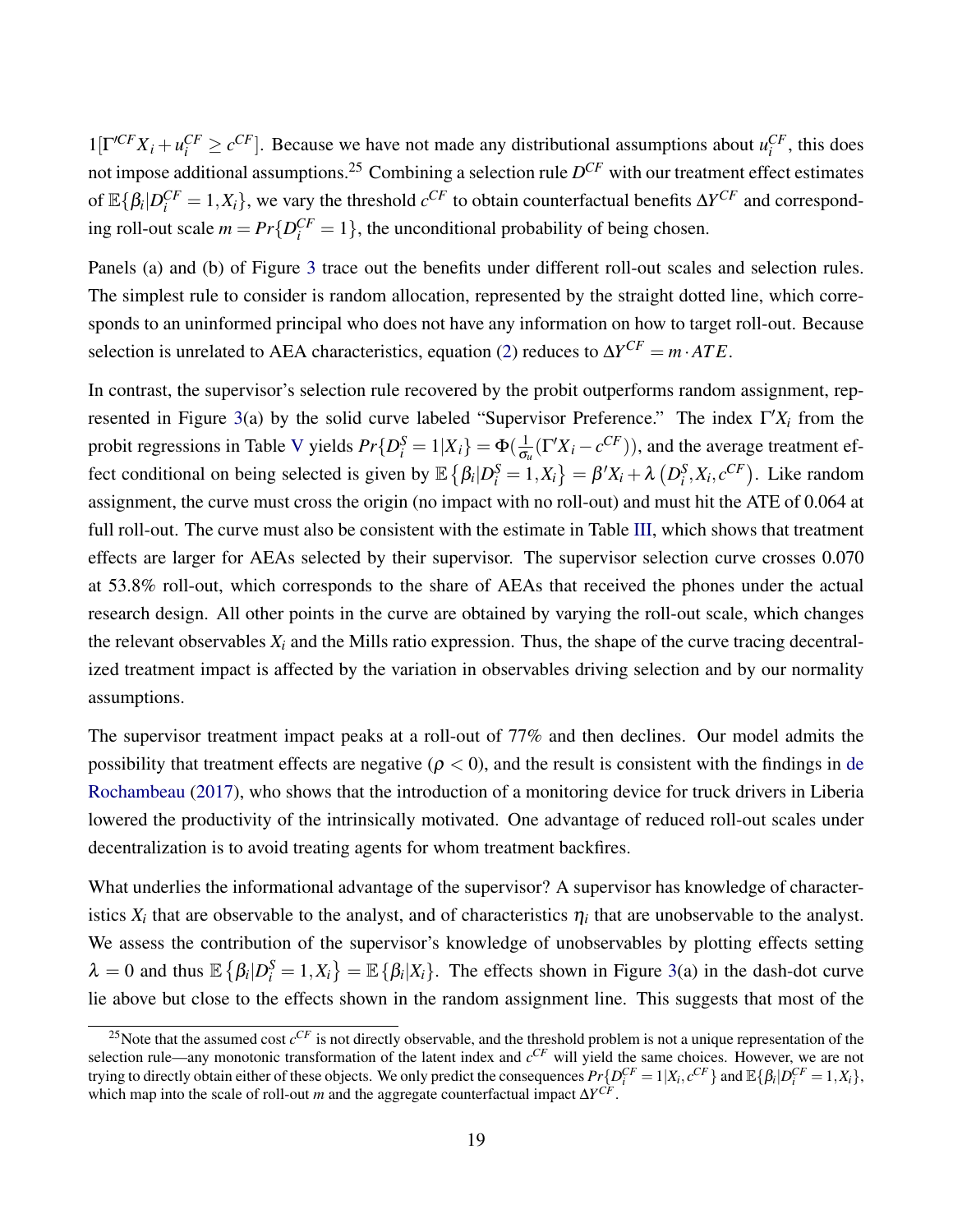$1[\Gamma'^{CF} X_i + u_i^{CF} \geq c^{CF}]$. Because we have not made any distributional assumptions about $u_i^{CF}$, this does not impose additional assumptions.[25] Combining a selection rule $D^{CF}$ with our treatment effect estimates of $\mathbb{E}\{\beta_i | D_i^{CF} = 1, X_i\}$, we vary the threshold $c^{CF}$ to obtain counterfactual benefits $\Delta Y^{CF}$ and corresponding roll-out scale $m = Pr\{D_i^{CF} = 1\}$, the unconditional probability of being chosen.

Panels (a) and (b) of Figure 3 trace out the benefits under different roll-out scales and selection rules. The simplest rule to consider is random allocation, represented by the straight dotted line, which corresponds to an uninformed principal who does not have any information on how to target roll-out. Because selection is unrelated to AEA characteristics, equation (2) reduces to $\Delta Y^{CF} = m \cdot ATE$.

In contrast, the supervisor's selection rule recovered by the probit outperforms random assignment, represented in Figure 3(a) by the solid curve labeled "Supervisor Preference." The index $\Gamma' X_i$ from the probit regressions in Table V yields $Pr\{D_i^S = 1 | X_i\} = \Phi(\frac{1}{\sigma_u}(\Gamma' X_i - c^{CF}))$, and the average treatment effect conditional on being selected is given by $\mathbb{E}\{\beta_i | D_i^S = 1, X_i\} = \beta' X_i + \lambda\left(D_i^S, X_i, c^{CF}\right)$. Like random assignment, the curve must cross the origin (no impact with no roll-out) and must hit the ATE of 0.064 at full roll-out. The curve must also be consistent with the estimate in Table III, which shows that treatment effects are larger for AEAs selected by their supervisor. The supervisor selection curve crosses 0.070 at 53.8% roll-out, which corresponds to the share of AEAs that received the phones under the actual research design. All other points in the curve are obtained by varying the roll-out scale, which changes the relevant observables $X_i$ and the Mills ratio expression. Thus, the shape of the curve tracing decentralized treatment impact is affected by the variation in observables driving selection and by our normality assumptions.

The supervisor treatment impact peaks at a roll-out of 77% and then declines. Our model admits the possibility that treatment effects are negative ($\rho < 0$), and the result is consistent with the findings in de Rochambeau (2017), who shows that the introduction of a monitoring device for truck drivers in Liberia lowered the productivity of the intrinsically motivated. One advantage of reduced roll-out scales under decentralization is to avoid treating agents for whom treatment backfires.

What underlies the informational advantage of the supervisor? A supervisor has knowledge of characteristics $X_i$ that are observable to the analyst, and of characteristics $\eta_i$ that are unobservable to the analyst. We assess the contribution of the supervisor's knowledge of unobservables by plotting effects setting $\lambda = 0$ and thus $\mathbb{E}\{\beta_i | D_i^S = 1, X_i\} = \mathbb{E}\{\beta_i | X_i\}$. The effects shown in Figure 3(a) in the dash-dot curve lie above but close to the effects shown in the random assignment line. This suggests that most of the

[25] Note that the assumed cost $c^{CF}$ is not directly observable, and the threshold problem is not a unique representation of the selection rule—any monotonic transformation of the latent index and $c^{CF}$ will yield the same choices. However, we are not trying to directly obtain either of these objects. We only predict the consequences $Pr\{D_i^{CF} = 1 | X_i, c^{CF}\}$ and $\mathbb{E}\{\beta_i | D_i^{CF} = 1, X_i\}$, which map into the scale of roll-out $m$ and the aggregate counterfactual impact $\Delta Y^{CF}$.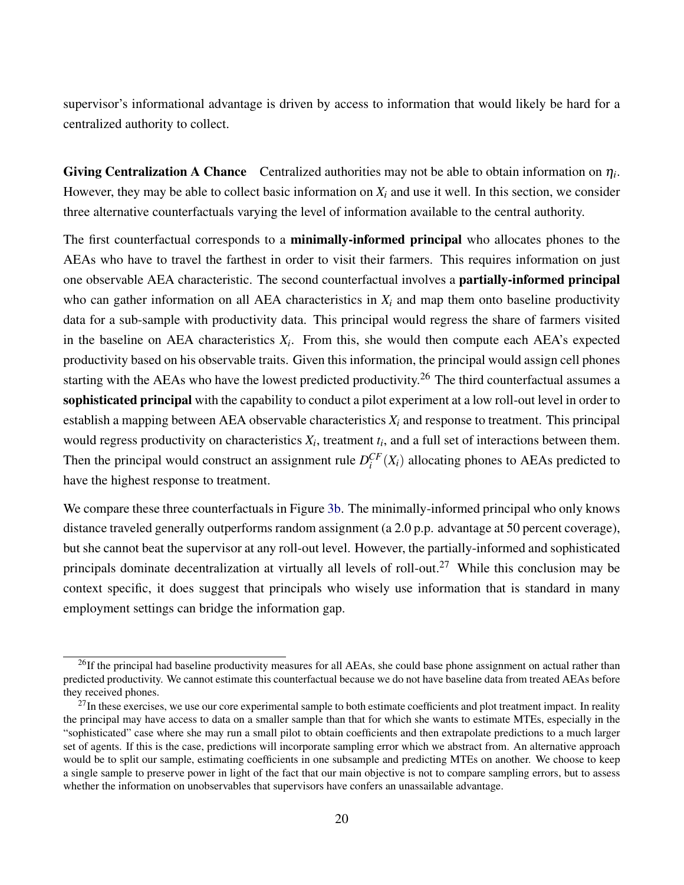supervisor's informational advantage is driven by access to information that would likely be hard for a centralized authority to collect.

**Giving Centralization A Chance** Centralized authorities may not be able to obtain information on $\eta_i$. However, they may be able to collect basic information on $X_i$ and use it well. In this section, we consider three alternative counterfactuals varying the level of information available to the central authority.

The first counterfactual corresponds to a **minimally-informed principal** who allocates phones to the AEAs who have to travel the farthest in order to visit their farmers. This requires information on just one observable AEA characteristic. The second counterfactual involves a **partially-informed principal** who can gather information on all AEA characteristics in $X_i$ and map them onto baseline productivity data for a sub-sample with productivity data. This principal would regress the share of farmers visited in the baseline on AEA characteristics $X_i$. From this, she would then compute each AEA's expected productivity based on his observable traits. Given this information, the principal would assign cell phones starting with the AEAs who have the lowest predicted productivity.[26] The third counterfactual assumes a **sophisticated principal** with the capability to conduct a pilot experiment at a low roll-out level in order to establish a mapping between AEA observable characteristics $X_i$ and response to treatment. This principal would regress productivity on characteristics $X_i$, treatment $t_i$, and a full set of interactions between them. Then the principal would construct an assignment rule $D_i^{CF}(X_i)$ allocating phones to AEAs predicted to have the highest response to treatment.

We compare these three counterfactuals in Figure 3b. The minimally-informed principal who only knows distance traveled generally outperforms random assignment (a 2.0 p.p. advantage at 50 percent coverage), but she cannot beat the supervisor at any roll-out level. However, the partially-informed and sophisticated principals dominate decentralization at virtually all levels of roll-out.[27] While this conclusion may be context specific, it does suggest that principals who wisely use information that is standard in many employment settings can bridge the information gap.

[26] If the principal had baseline productivity measures for all AEAs, she could base phone assignment on actual rather than predicted productivity. We cannot estimate this counterfactual because we do not have baseline data from treated AEAs before they received phones.

[27] In these exercises, we use our core experimental sample to both estimate coefficients and plot treatment impact. In reality the principal may have access to data on a smaller sample than that for which she wants to estimate MTEs, especially in the "sophisticated" case where she may run a small pilot to obtain coefficients and then extrapolate predictions to a much larger set of agents. If this is the case, predictions will incorporate sampling error which we abstract from. An alternative approach would be to split our sample, estimating coefficients in one subsample and predicting MTEs on another. We choose to keep a single sample to preserve power in light of the fact that our main objective is not to compare sampling errors, but to assess whether the information on unobservables that supervisors have confers an unassailable advantage.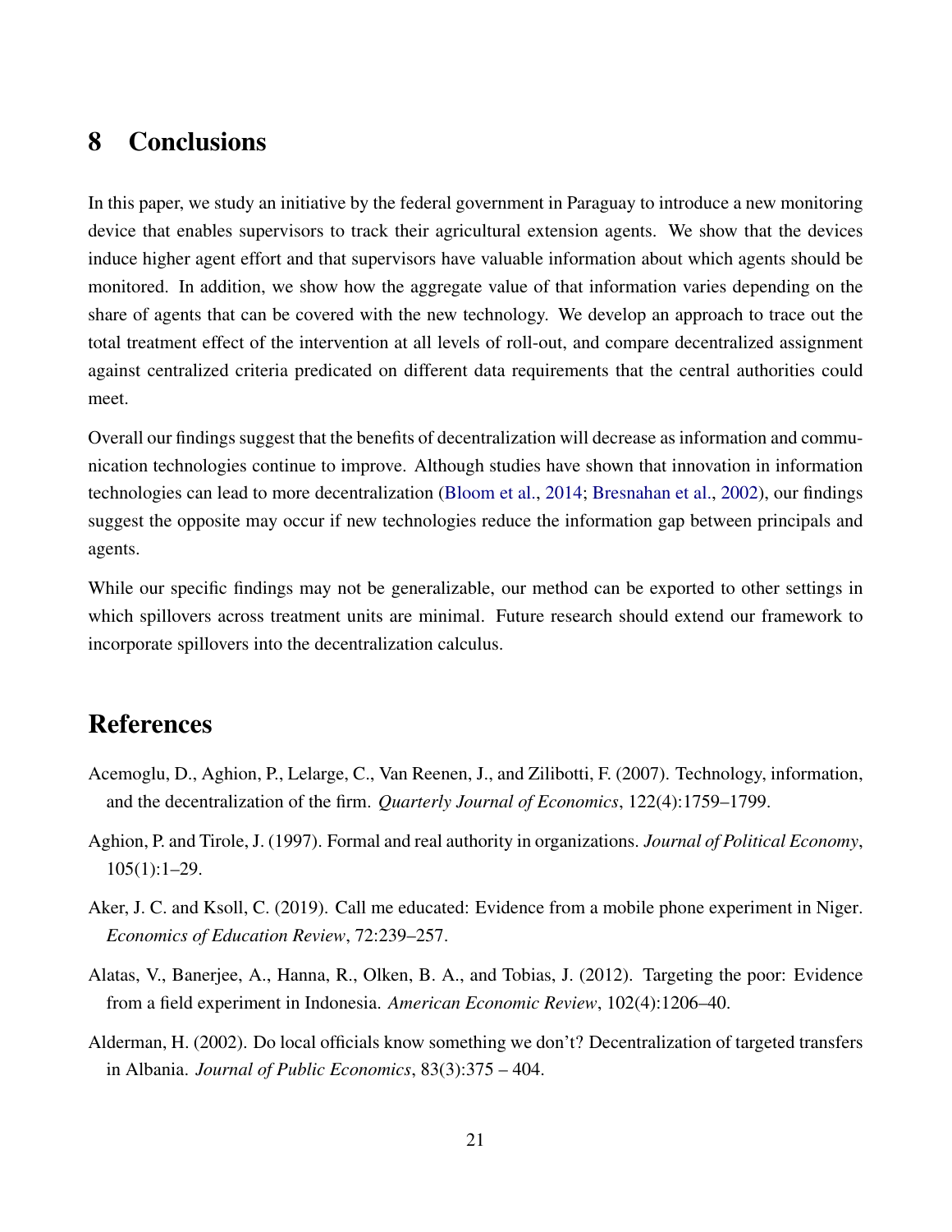## 8 Conclusions

In this paper, we study an initiative by the federal government in Paraguay to introduce a new monitoring device that enables supervisors to track their agricultural extension agents. We show that the devices induce higher agent effort and that supervisors have valuable information about which agents should be monitored. In addition, we show how the aggregate value of that information varies depending on the share of agents that can be covered with the new technology. We develop an approach to trace out the total treatment effect of the intervention at all levels of roll-out, and compare decentralized assignment against centralized criteria predicated on different data requirements that the central authorities could meet.

Overall our findings suggest that the benefits of decentralization will decrease as information and communication technologies continue to improve. Although studies have shown that innovation in information technologies can lead to more decentralization (Bloom et al., 2014; Bresnahan et al., 2002), our findings suggest the opposite may occur if new technologies reduce the information gap between principals and agents.

While our specific findings may not be generalizable, our method can be exported to other settings in which spillovers across treatment units are minimal. Future research should extend our framework to incorporate spillovers into the decentralization calculus.

## References

Acemoglu, D., Aghion, P., Lelarge, C., Van Reenen, J., and Zilibotti, F. (2007). Technology, information, and the decentralization of the firm. *Quarterly Journal of Economics*, 122(4):1759–1799.

Aghion, P. and Tirole, J. (1997). Formal and real authority in organizations. *Journal of Political Economy*, 105(1):1–29.

Aker, J. C. and Ksoll, C. (2019). Call me educated: Evidence from a mobile phone experiment in Niger. *Economics of Education Review*, 72:239–257.

Alatas, V., Banerjee, A., Hanna, R., Olken, B. A., and Tobias, J. (2012). Targeting the poor: Evidence from a field experiment in Indonesia. *American Economic Review*, 102(4):1206–40.

Alderman, H. (2002). Do local officials know something we don't? Decentralization of targeted transfers in Albania. *Journal of Public Economics*, 83(3):375 – 404.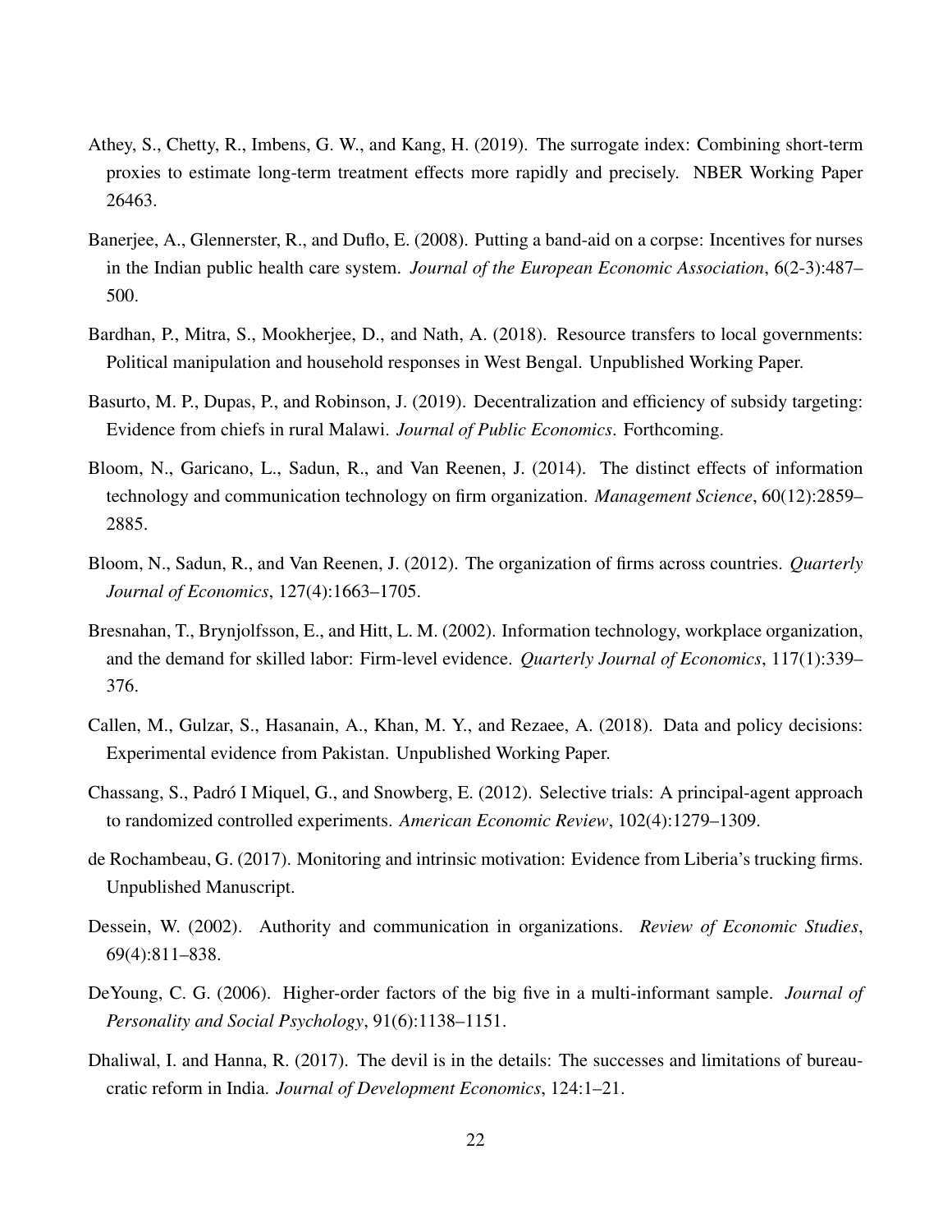Athey, S., Chetty, R., Imbens, G. W., and Kang, H. (2019). The surrogate index: Combining short-term proxies to estimate long-term treatment effects more rapidly and precisely. NBER Working Paper 26463.

Banerjee, A., Glennerster, R., and Duflo, E. (2008). Putting a band-aid on a corpse: Incentives for nurses in the Indian public health care system. *Journal of the European Economic Association*, 6(2-3):487–500.

Bardhan, P., Mitra, S., Mookherjee, D., and Nath, A. (2018). Resource transfers to local governments: Political manipulation and household responses in West Bengal. Unpublished Working Paper.

Basurto, M. P., Dupas, P., and Robinson, J. (2019). Decentralization and efficiency of subsidy targeting: Evidence from chiefs in rural Malawi. *Journal of Public Economics*. Forthcoming.

Bloom, N., Garicano, L., Sadun, R., and Van Reenen, J. (2014). The distinct effects of information technology and communication technology on firm organization. *Management Science*, 60(12):2859–2885.

Bloom, N., Sadun, R., and Van Reenen, J. (2012). The organization of firms across countries. *Quarterly Journal of Economics*, 127(4):1663–1705.

Bresnahan, T., Brynjolfsson, E., and Hitt, L. M. (2002). Information technology, workplace organization, and the demand for skilled labor: Firm-level evidence. *Quarterly Journal of Economics*, 117(1):339–376.

Callen, M., Gulzar, S., Hasanain, A., Khan, M. Y., and Rezaee, A. (2018). Data and policy decisions: Experimental evidence from Pakistan. Unpublished Working Paper.

Chassang, S., Padró I Miquel, G., and Snowberg, E. (2012). Selective trials: A principal-agent approach to randomized controlled experiments. *American Economic Review*, 102(4):1279–1309.

de Rochambeau, G. (2017). Monitoring and intrinsic motivation: Evidence from Liberia's trucking firms. Unpublished Manuscript.

Dessein, W. (2002). Authority and communication in organizations. *Review of Economic Studies*, 69(4):811–838.

DeYoung, C. G. (2006). Higher-order factors of the big five in a multi-informant sample. *Journal of Personality and Social Psychology*, 91(6):1138–1151.

Dhaliwal, I. and Hanna, R. (2017). The devil is in the details: The successes and limitations of bureaucratic reform in India. *Journal of Development Economics*, 124:1–21.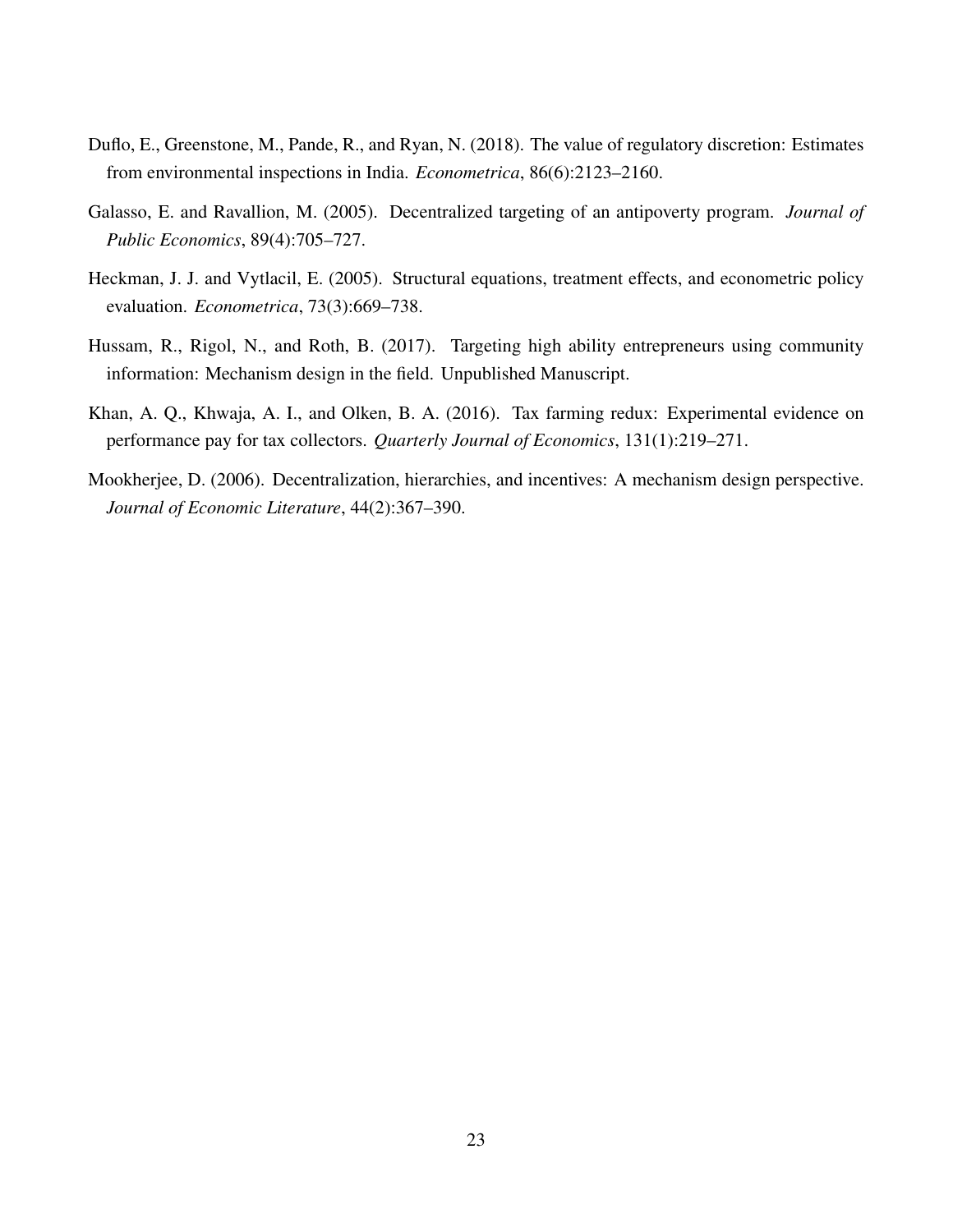Duflo, E., Greenstone, M., Pande, R., and Ryan, N. (2018). The value of regulatory discretion: Estimates from environmental inspections in India. *Econometrica*, 86(6):2123–2160.

Galasso, E. and Ravallion, M. (2005). Decentralized targeting of an antipoverty program. *Journal of Public Economics*, 89(4):705–727.

Heckman, J. J. and Vytlacil, E. (2005). Structural equations, treatment effects, and econometric policy evaluation. *Econometrica*, 73(3):669–738.

Hussam, R., Rigol, N., and Roth, B. (2017). Targeting high ability entrepreneurs using community information: Mechanism design in the field. Unpublished Manuscript.

Khan, A. Q., Khwaja, A. I., and Olken, B. A. (2016). Tax farming redux: Experimental evidence on performance pay for tax collectors. *Quarterly Journal of Economics*, 131(1):219–271.

Mookherjee, D. (2006). Decentralization, hierarchies, and incentives: A mechanism design perspective. *Journal of Economic Literature*, 44(2):367–390.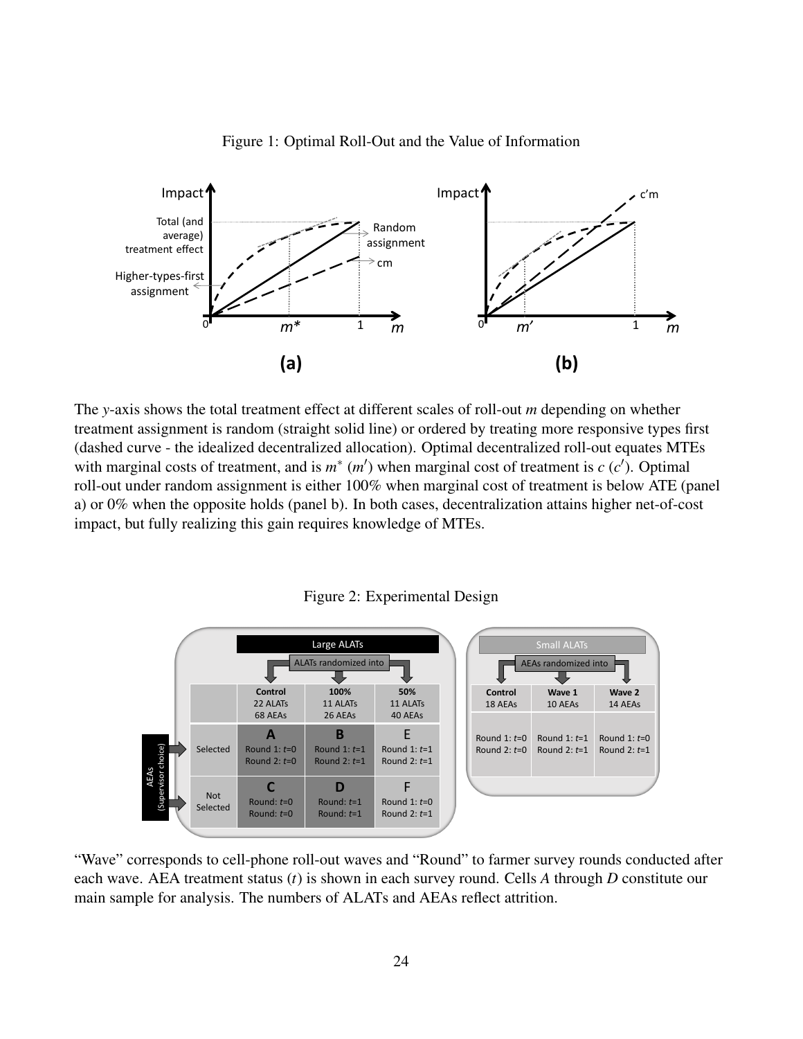Figure 1: Optimal Roll-Out and the Value of Information

The $y$-axis shows the total treatment effect at different scales of roll-out $m$ depending on whether treatment assignment is random (straight solid line) or ordered by treating more responsive types first (dashed curve - the idealized decentralized allocation). Optimal decentralized roll-out equates MTEs with marginal costs of treatment, and is $m^*$ ($m'$) when marginal cost of treatment is $c$ ($c'$). Optimal roll-out under random assignment is either 100% when marginal cost of treatment is below ATE (panel a) or 0% when the opposite holds (panel b). In both cases, decentralization attains higher net-of-cost impact, but fully realizing this gain requires knowledge of MTEs.

Figure 2: Experimental Design

**Large ALATs** (ALATs randomized into):

| AEAs (Supervisor choice) | Control (22 ALATs, 68 AEAs) | 100% (11 ALATs, 26 AEAs) | 50% (11 ALATs, 40 AEAs) |
|---|---|---|---|
| Selected | **A** Round 1: $t$=0, Round 2: $t$=0 | **B** Round 1: $t$=1, Round 2: $t$=1 | E Round 1: $t$=1, Round 2: $t$=1 |
| Not Selected | **C** Round: $t$=0, Round: $t$=0 | **D** Round: $t$=1, Round: $t$=1 | F Round 1: $t$=0, Round 2: $t$=1 |

**Small ALATs** (AEAs randomized into):

| Control (18 AEAs) | Wave 1 (10 AEAs) | Wave 2 (14 AEAs) |
|---|---|---|
| Round 1: $t$=0, Round 2: $t$=0 | Round 1: $t$=1, Round 2: $t$=1 | Round 1: $t$=0, Round 2: $t$=1 |

"Wave" corresponds to cell-phone roll-out waves and "Round" to farmer survey rounds conducted after each wave. AEA treatment status ($t$) is shown in each survey round. Cells $A$ through $D$ constitute our main sample for analysis. The numbers of ALATs and AEAs reflect attrition.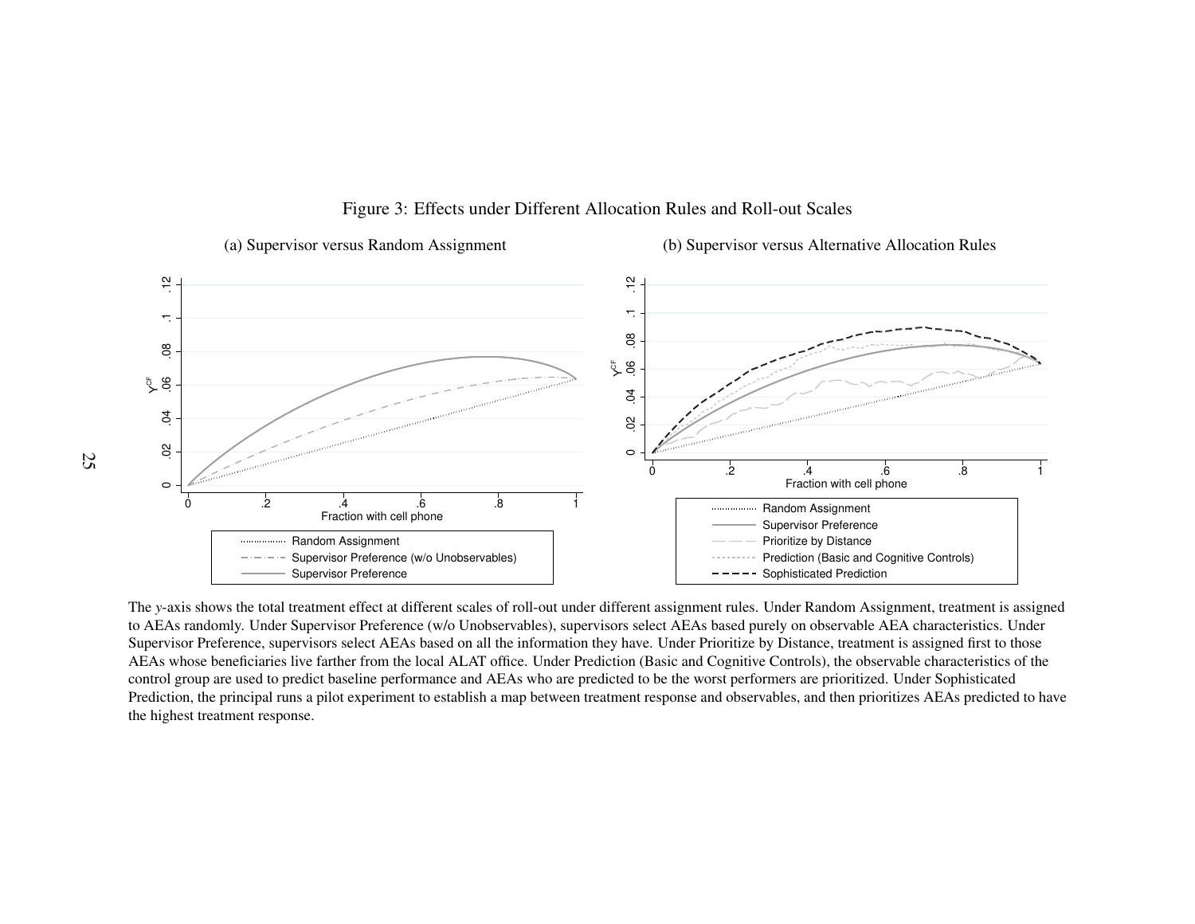Figure 3: Effects under Different Allocation Rules and Roll-out Scales

(a) Supervisor versus Random Assignment

(b) Supervisor versus Alternative Allocation Rules

The *y*-axis shows the total treatment effect at different scales of roll-out under different assignment rules. Under Random Assignment, treatment is assigned to AEAs randomly. Under Supervisor Preference (w/o Unobservables), supervisors select AEAs based purely on observable AEA characteristics. Under Supervisor Preference, supervisors select AEAs based on all the information they have. Under Prioritize by Distance, treatment is assigned first to those AEAs whose beneficiaries live farther from the local ALAT office. Under Prediction (Basic and Cognitive Controls), the observable characteristics of the control group are used to predict baseline performance and AEAs who are predicted to be the worst performers are prioritized. Under Sophisticated Prediction, the principal runs a pilot experiment to establish a map between treatment response and observables, and then prioritizes AEAs predicted to have the highest treatment response.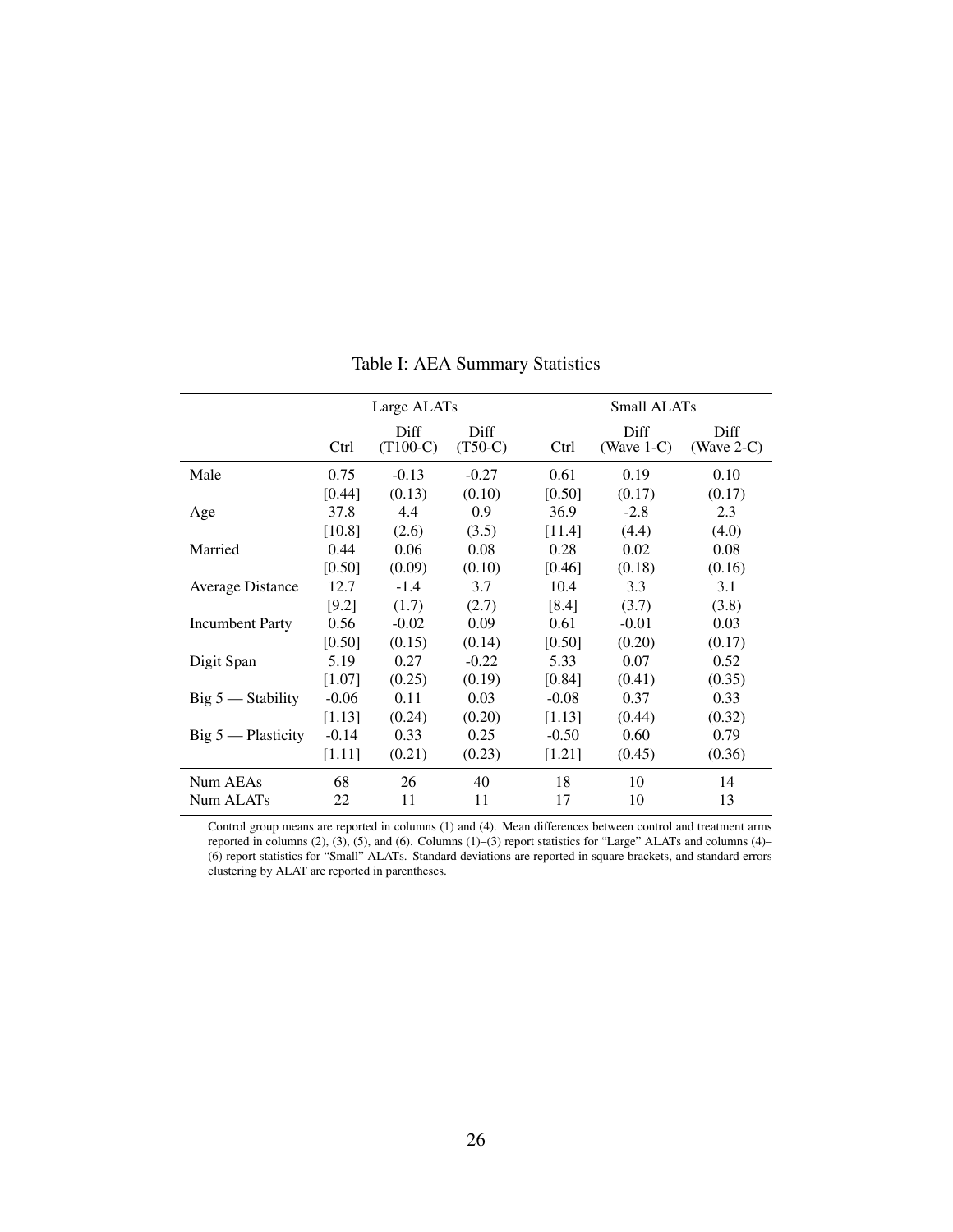Table I: AEA Summary Statistics

| | Large ALATs | | | Small ALATs | | |
|---|---|---|---|---|---|---|
| | Ctrl | Diff (T100-C) | Diff (T50-C) | Ctrl | Diff (Wave 1-C) | Diff (Wave 2-C) |
| Male | 0.75 | -0.13 | -0.27 | 0.61 | 0.19 | 0.10 |
| | [0.44] | (0.13) | (0.10) | [0.50] | (0.17) | (0.17) |
| Age | 37.8 | 4.4 | 0.9 | 36.9 | -2.8 | 2.3 |
| | [10.8] | (2.6) | (3.5) | [11.4] | (4.4) | (4.0) |
| Married | 0.44 | 0.06 | 0.08 | 0.28 | 0.02 | 0.08 |
| | [0.50] | (0.09) | (0.10) | [0.46] | (0.18) | (0.16) |
| Average Distance | 12.7 | -1.4 | 3.7 | 10.4 | 3.3 | 3.1 |
| | [9.2] | (1.7) | (2.7) | [8.4] | (3.7) | (3.8) |
| Incumbent Party | 0.56 | -0.02 | 0.09 | 0.61 | -0.01 | 0.03 |
| | [0.50] | (0.15) | (0.14) | [0.50] | (0.20) | (0.17) |
| Digit Span | 5.19 | 0.27 | -0.22 | 5.33 | 0.07 | 0.52 |
| | [1.07] | (0.25) | (0.19) | [0.84] | (0.41) | (0.35) |
| Big 5 — Stability | -0.06 | 0.11 | 0.03 | -0.08 | 0.37 | 0.33 |
| | [1.13] | (0.24) | (0.20) | [1.13] | (0.44) | (0.32) |
| Big 5 — Plasticity | -0.14 | 0.33 | 0.25 | -0.50 | 0.60 | 0.79 |
| | [1.11] | (0.21) | (0.23) | [1.21] | (0.45) | (0.36) |
| Num AEAs | 68 | 26 | 40 | 18 | 10 | 14 |
| Num ALATs | 22 | 11 | 11 | 17 | 10 | 13 |

Control group means are reported in columns (1) and (4). Mean differences between control and treatment arms reported in columns (2), (3), (5), and (6). Columns (1)–(3) report statistics for "Large" ALATs and columns (4)–(6) report statistics for "Small" ALATs. Standard deviations are reported in square brackets, and standard errors clustering by ALAT are reported in parentheses.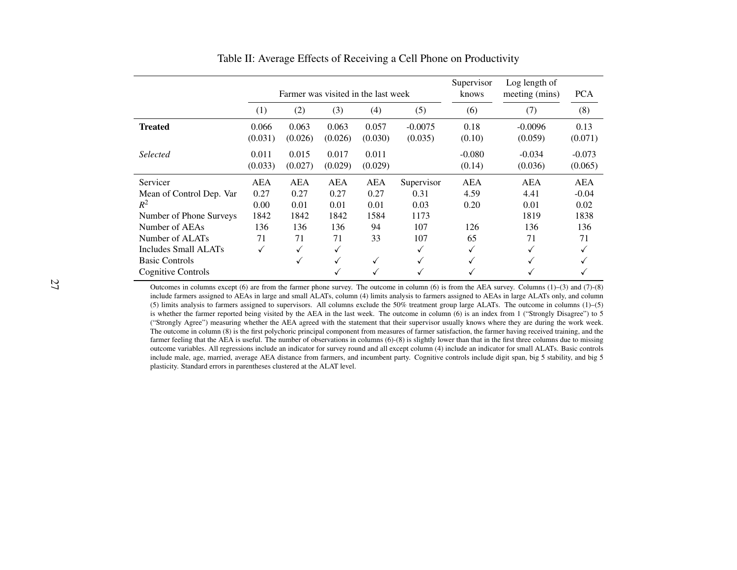Table II: Average Effects of Receiving a Cell Phone on Productivity

| | Farmer was visited in the last week | | | | | Supervisor knows | Log length of meeting (mins) | PCA |
|---|---|---|---|---|---|---|---|---|
| | (1) | (2) | (3) | (4) | (5) | (6) | (7) | (8) |
| **Treated** | 0.066 | 0.063 | 0.063 | 0.057 | -0.0075 | 0.18 | -0.0096 | 0.13 |
| | (0.031) | (0.026) | (0.026) | (0.030) | (0.035) | (0.10) | (0.059) | (0.071) |
| *Selected* | 0.011 | 0.015 | 0.017 | 0.011 | | -0.080 | -0.034 | -0.073 |
| | (0.033) | (0.027) | (0.029) | (0.029) | | (0.14) | (0.036) | (0.065) |
| Servicer | AEA | AEA | AEA | AEA | Supervisor | AEA | AEA | AEA |
| Mean of Control Dep. Var | 0.27 | 0.27 | 0.27 | 0.27 | 0.31 | 4.59 | 4.41 | -0.04 |
| $R^2$ | 0.00 | 0.01 | 0.01 | 0.01 | 0.03 | 0.20 | 0.01 | 0.02 |
| Number of Phone Surveys | 1842 | 1842 | 1842 | 1584 | 1173 | | 1819 | 1838 |
| Number of AEAs | 136 | 136 | 136 | 94 | 107 | 126 | 136 | 136 |
| Number of ALATs | 71 | 71 | 71 | 33 | 107 | 65 | 71 | 71 |
| Includes Small ALATs | ✓ | ✓ | ✓ | | ✓ | ✓ | ✓ | ✓ |
| Basic Controls | | ✓ | ✓ | ✓ | ✓ | ✓ | ✓ | ✓ |
| Cognitive Controls | | | ✓ | ✓ | ✓ | ✓ | ✓ | ✓ |

Outcomes in columns except (6) are from the farmer phone survey. The outcome in column (6) is from the AEA survey. Columns (1)–(3) and (7)-(8) include farmers assigned to AEAs in large and small ALATs, column (4) limits analysis to farmers assigned to AEAs in large ALATs only, and column (5) limits analysis to farmers assigned to supervisors. All columns exclude the 50% treatment group large ALATs. The outcome in columns (1)–(5) is whether the farmer reported being visited by the AEA in the last week. The outcome in column (6) is an index from 1 ("Strongly Disagree") to 5 ("Strongly Agree") measuring whether the AEA agreed with the statement that their supervisor usually knows where they are during the work week. The outcome in column (8) is the first polychoric principal component from measures of farmer satisfaction, the farmer having received training, and the farmer feeling that the AEA is useful. The number of observations in columns (6)-(8) is slightly lower than that in the first three columns due to missing outcome variables. All regressions include an indicator for survey round and all except column (4) include an indicator for small ALATs. Basic controls include male, age, married, average AEA distance from farmers, and incumbent party. Cognitive controls include digit span, big 5 stability, and big 5 plasticity. Standard errors in parentheses clustered at the ALAT level.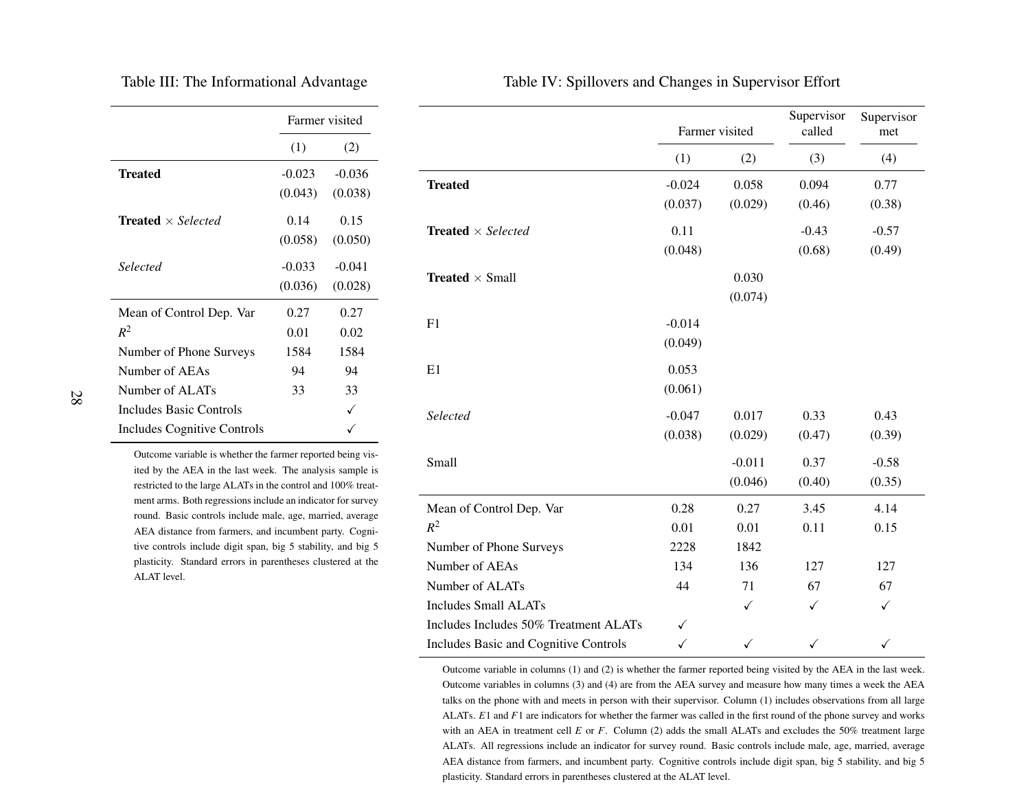Table III: The Informational Advantage

| | Farmer visited | |
|---|---|---|
| | (1) | (2) |
| **Treated** | -0.023 | -0.036 |
| | (0.043) | (0.038) |
| **Treated** × *Selected* | 0.14 | 0.15 |
| | (0.058) | (0.050) |
| *Selected* | -0.033 | -0.041 |
| | (0.036) | (0.028) |
| Mean of Control Dep. Var | 0.27 | 0.27 |
| $R^2$ | 0.01 | 0.02 |
| Number of Phone Surveys | 1584 | 1584 |
| Number of AEAs | 94 | 94 |
| Number of ALATs | 33 | 33 |
| Includes Basic Controls | | ✓ |
| Includes Cognitive Controls | | ✓ |

Outcome variable is whether the farmer reported being visited by the AEA in the last week. The analysis sample is restricted to the large ALATs in the control and 100% treatment arms. Both regressions include an indicator for survey round. Basic controls include male, age, married, average AEA distance from farmers, and incumbent party. Cognitive controls include digit span, big 5 stability, and big 5 plasticity. Standard errors in parentheses clustered at the ALAT level.

Table IV: Spillovers and Changes in Supervisor Effort

| | Farmer visited | | Supervisor called | Supervisor met |
|---|---|---|---|---|
| | (1) | (2) | (3) | (4) |
| **Treated** | -0.024 | 0.058 | 0.094 | 0.77 |
| | (0.037) | (0.029) | (0.46) | (0.38) |
| **Treated** × *Selected* | 0.11 | | -0.43 | -0.57 |
| | (0.048) | | (0.68) | (0.49) |
| **Treated** × Small | | 0.030 | | |
| | | (0.074) | | |
| F1 | -0.014 | | | |
| | (0.049) | | | |
| E1 | 0.053 | | | |
| | (0.061) | | | |
| *Selected* | -0.047 | 0.017 | 0.33 | 0.43 |
| | (0.038) | (0.029) | (0.47) | (0.39) |
| Small | | -0.011 | 0.37 | -0.58 |
| | | (0.046) | (0.40) | (0.35) |
| Mean of Control Dep. Var | 0.28 | 0.27 | 3.45 | 4.14 |
| $R^2$ | 0.01 | 0.01 | 0.11 | 0.15 |
| Number of Phone Surveys | 2228 | 1842 | | |
| Number of AEAs | 134 | 136 | 127 | 127 |
| Number of ALATs | 44 | 71 | 67 | 67 |
| Includes Small ALATs | | ✓ | ✓ | ✓ |
| Includes Includes 50% Treatment ALATs | ✓ | | | |
| Includes Basic and Cognitive Controls | ✓ | ✓ | ✓ | ✓ |

Outcome variable in columns (1) and (2) is whether the farmer reported being visited by the AEA in the last week. Outcome variables in columns (3) and (4) are from the AEA survey and measure how many times a week the AEA talks on the phone with and meets in person with their supervisor. Column (1) includes observations from all large ALATs. $E1$ and $F1$ are indicators for whether the farmer was called in the first round of the phone survey and works with an AEA in treatment cell $E$ or $F$. Column (2) adds the small ALATs and excludes the 50% treatment large ALATs. All regressions include an indicator for survey round. Basic controls include male, age, married, average AEA distance from farmers, and incumbent party. Cognitive controls include digit span, big 5 stability, and big 5 plasticity. Standard errors in parentheses clustered at the ALAT level.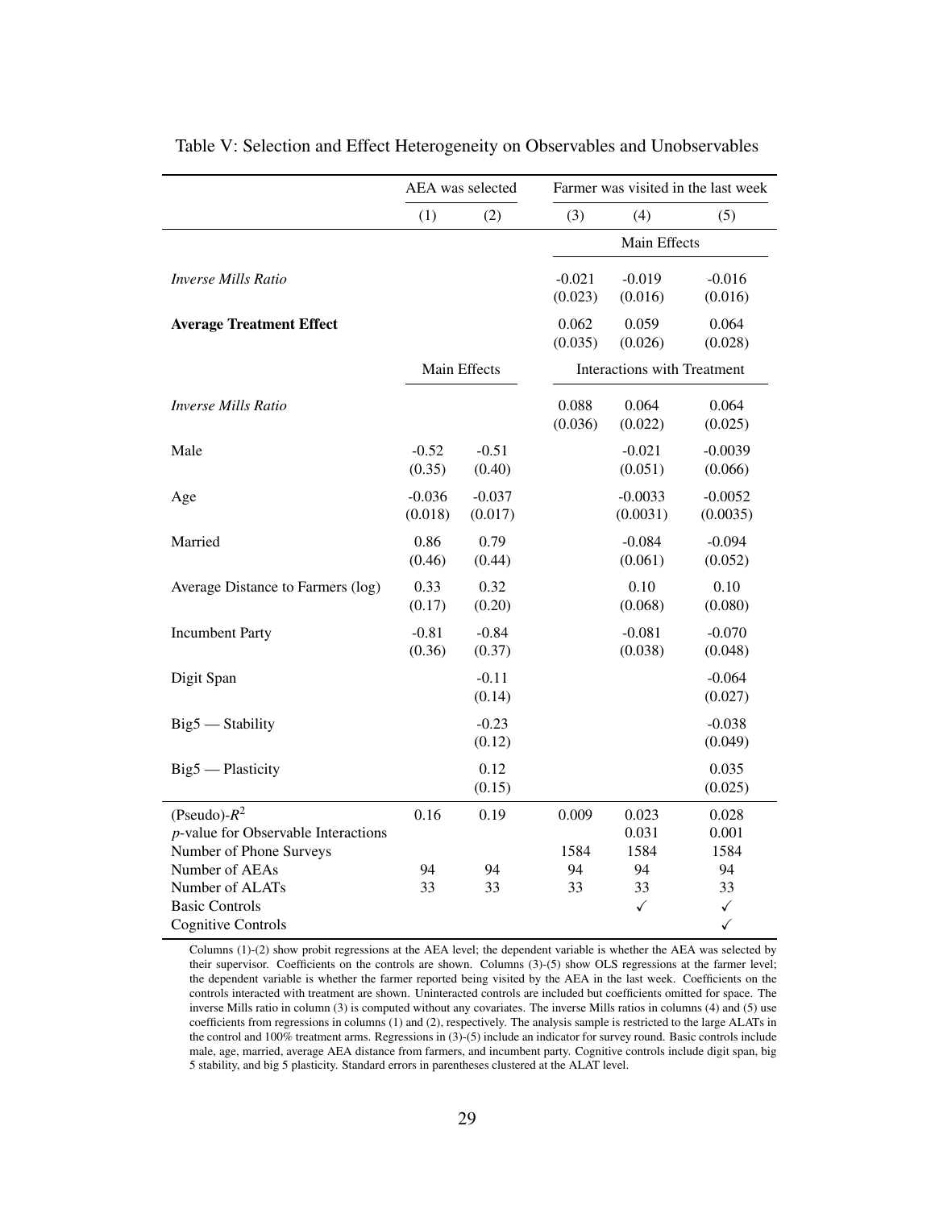Table V: Selection and Effect Heterogeneity on Observables and Unobservables

| | AEA was selected | | Farmer was visited in the last week | | |
|---|---|---|---|---|---|
| | (1) | (2) | (3) | (4) | (5) |
| | | | Main Effects | | |
| *Inverse Mills Ratio* | | | -0.021 | -0.019 | -0.016 |
| | | | (0.023) | (0.016) | (0.016) |
| **Average Treatment Effect** | | | 0.062 | 0.059 | 0.064 |
| | | | (0.035) | (0.026) | (0.028) |
| | Main Effects | | Interactions with Treatment | | |
| *Inverse Mills Ratio* | | | 0.088 | 0.064 | 0.064 |
| | | | (0.036) | (0.022) | (0.025) |
| Male | -0.52 | -0.51 | | -0.021 | -0.0039 |
| | (0.35) | (0.40) | | (0.051) | (0.066) |
| Age | -0.036 | -0.037 | | -0.0033 | -0.0052 |
| | (0.018) | (0.017) | | (0.0031) | (0.0035) |
| Married | 0.86 | 0.79 | | -0.084 | -0.094 |
| | (0.46) | (0.44) | | (0.061) | (0.052) |
| Average Distance to Farmers (log) | 0.33 | 0.32 | | 0.10 | 0.10 |
| | (0.17) | (0.20) | | (0.068) | (0.080) |
| Incumbent Party | -0.81 | -0.84 | | -0.081 | -0.070 |
| | (0.36) | (0.37) | | (0.038) | (0.048) |
| Digit Span | | -0.11 | | | -0.064 |
| | | (0.14) | | | (0.027) |
| Big5 — Stability | | -0.23 | | | -0.038 |
| | | (0.12) | | | (0.049) |
| Big5 — Plasticity | | 0.12 | | | 0.035 |
| | | (0.15) | | | (0.025) |
| (Pseudo)-$R^2$ | 0.16 | 0.19 | 0.009 | 0.023 | 0.028 |
| $p$-value for Observable Interactions | | | | 0.031 | 0.001 |
| Number of Phone Surveys | | | 1584 | 1584 | 1584 |
| Number of AEAs | 94 | 94 | 94 | 94 | 94 |
| Number of ALATs | 33 | 33 | 33 | 33 | 33 |
| Basic Controls | | | | ✓ | ✓ |
| Cognitive Controls | | | | | ✓ |

Columns (1)-(2) show probit regressions at the AEA level; the dependent variable is whether the AEA was selected by their supervisor. Coefficients on the controls are shown. Columns (3)-(5) show OLS regressions at the farmer level; the dependent variable is whether the farmer reported being visited by the AEA in the last week. Coefficients on the controls interacted with treatment are shown. Uninteracted controls are included but coefficients omitted for space. The inverse Mills ratio in column (3) is computed without any covariates. The inverse Mills ratios in columns (4) and (5) use coefficients from regressions in columns (1) and (2), respectively. The analysis sample is restricted to the large ALATs in the control and 100% treatment arms. Regressions in (3)-(5) include an indicator for survey round. Basic controls include male, age, married, average AEA distance from farmers, and incumbent party. Cognitive controls include digit span, big 5 stability, and big 5 plasticity. Standard errors in parentheses clustered at the ALAT level.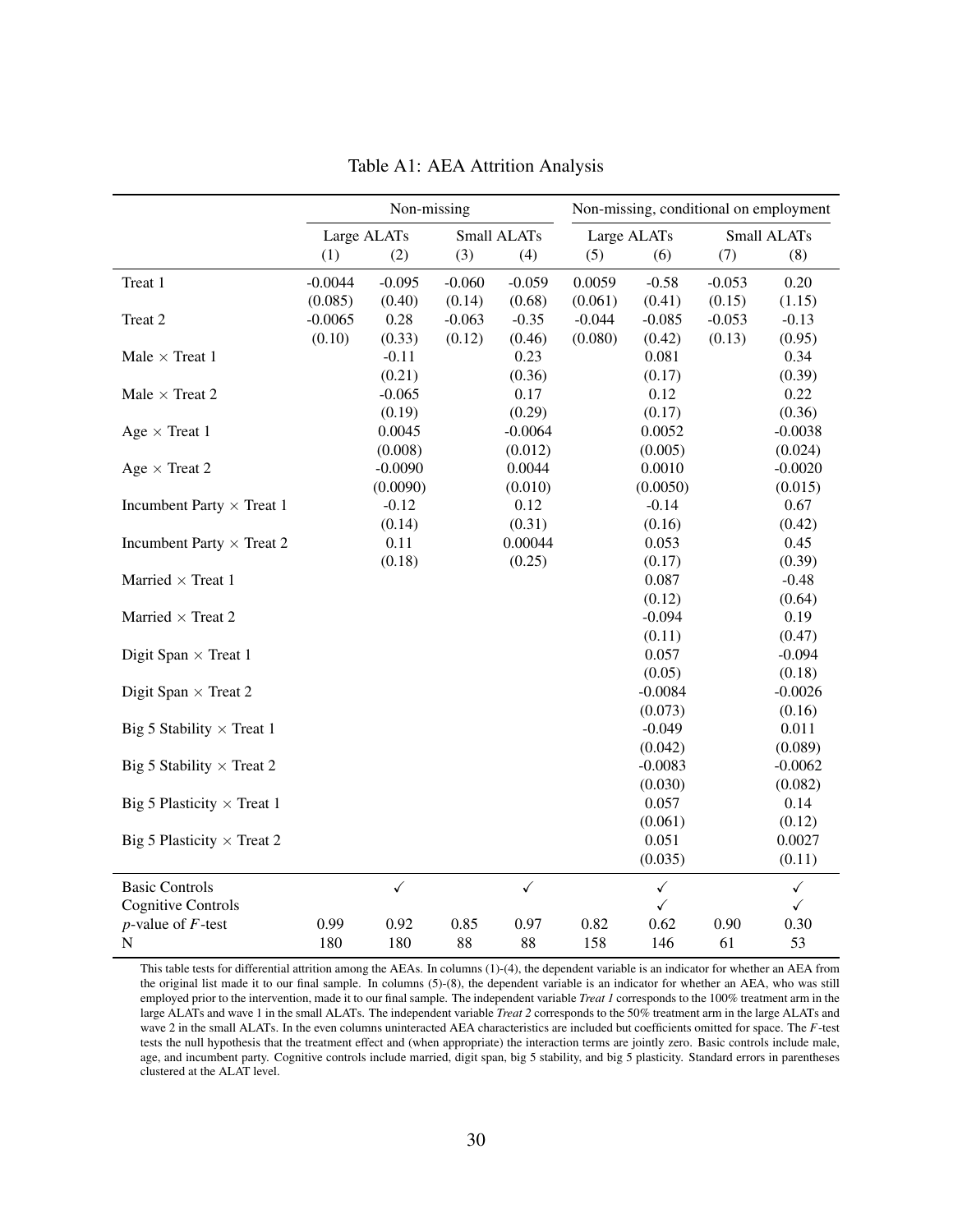Table A1: AEA Attrition Analysis

| | Non-missing | | | | Non-missing, conditional on employment | | | |
|---|---|---|---|---|---|---|---|---|
| | Large ALATs | | Small ALATs | | Large ALATs | | Small ALATs | |
| | (1) | (2) | (3) | (4) | (5) | (6) | (7) | (8) |
| Treat 1 | -0.0044 | -0.095 | -0.060 | -0.059 | 0.0059 | -0.58 | -0.053 | 0.20 |
| | (0.085) | (0.40) | (0.14) | (0.68) | (0.061) | (0.41) | (0.15) | (1.15) |
| Treat 2 | -0.0065 | 0.28 | -0.063 | -0.35 | -0.044 | -0.085 | -0.053 | -0.13 |
| | (0.10) | (0.33) | (0.12) | (0.46) | (0.080) | (0.42) | (0.13) | (0.95) |
| Male × Treat 1 | | -0.11 | | 0.23 | | 0.081 | | 0.34 |
| | | (0.21) | | (0.36) | | (0.17) | | (0.39) |
| Male × Treat 2 | | -0.065 | | 0.17 | | 0.12 | | 0.22 |
| | | (0.19) | | (0.29) | | (0.17) | | (0.36) |
| Age × Treat 1 | | 0.0045 | | -0.0064 | | 0.0052 | | -0.0038 |
| | | (0.008) | | (0.012) | | (0.005) | | (0.024) |
| Age × Treat 2 | | -0.0090 | | 0.0044 | | 0.0010 | | -0.0020 |
| | | (0.0090) | | (0.010) | | (0.0050) | | (0.015) |
| Incumbent Party × Treat 1 | | -0.12 | | 0.12 | | -0.14 | | 0.67 |
| | | (0.14) | | (0.31) | | (0.16) | | (0.42) |
| Incumbent Party × Treat 2 | | 0.11 | | 0.00044 | | 0.053 | | 0.45 |
| | | (0.18) | | (0.25) | | (0.17) | | (0.39) |
| Married × Treat 1 | | | | | | 0.087 | | -0.48 |
| | | | | | | (0.12) | | (0.64) |
| Married × Treat 2 | | | | | | -0.094 | | 0.19 |
| | | | | | | (0.11) | | (0.47) |
| Digit Span × Treat 1 | | | | | | 0.057 | | -0.094 |
| | | | | | | (0.05) | | (0.18) |
| Digit Span × Treat 2 | | | | | | -0.0084 | | -0.0026 |
| | | | | | | (0.073) | | (0.16) |
| Big 5 Stability × Treat 1 | | | | | | -0.049 | | 0.011 |
| | | | | | | (0.042) | | (0.089) |
| Big 5 Stability × Treat 2 | | | | | | -0.0083 | | -0.0062 |
| | | | | | | (0.030) | | (0.082) |
| Big 5 Plasticity × Treat 1 | | | | | | 0.057 | | 0.14 |
| | | | | | | (0.061) | | (0.12) |
| Big 5 Plasticity × Treat 2 | | | | | | 0.051 | | 0.0027 |
| | | | | | | (0.035) | | (0.11) |
| Basic Controls | | ✓ | | ✓ | | ✓ | | ✓ |
| Cognitive Controls | | | | | | ✓ | | ✓ |
| $p$-value of $F$-test | 0.99 | 0.92 | 0.85 | 0.97 | 0.82 | 0.62 | 0.90 | 0.30 |
| N | 180 | 180 | 88 | 88 | 158 | 146 | 61 | 53 |

This table tests for differential attrition among the AEAs. In columns (1)-(4), the dependent variable is an indicator for whether an AEA from the original list made it to our final sample. In columns (5)-(8), the dependent variable is an indicator for whether an AEA, who was still employed prior to the intervention, made it to our final sample. The independent variable *Treat 1* corresponds to the 100% treatment arm in the large ALATs and wave 1 in the small ALATs. The independent variable *Treat 2* corresponds to the 50% treatment arm in the large ALATs and wave 2 in the small ALATs. In the even columns uninteracted AEA characteristics are included but coefficients omitted for space. The $F$-test tests the null hypothesis that the treatment effect and (when appropriate) the interaction terms are jointly zero. Basic controls include male, age, and incumbent party. Cognitive controls include married, digit span, big 5 stability, and big 5 plasticity. Standard errors in parentheses clustered at the ALAT level.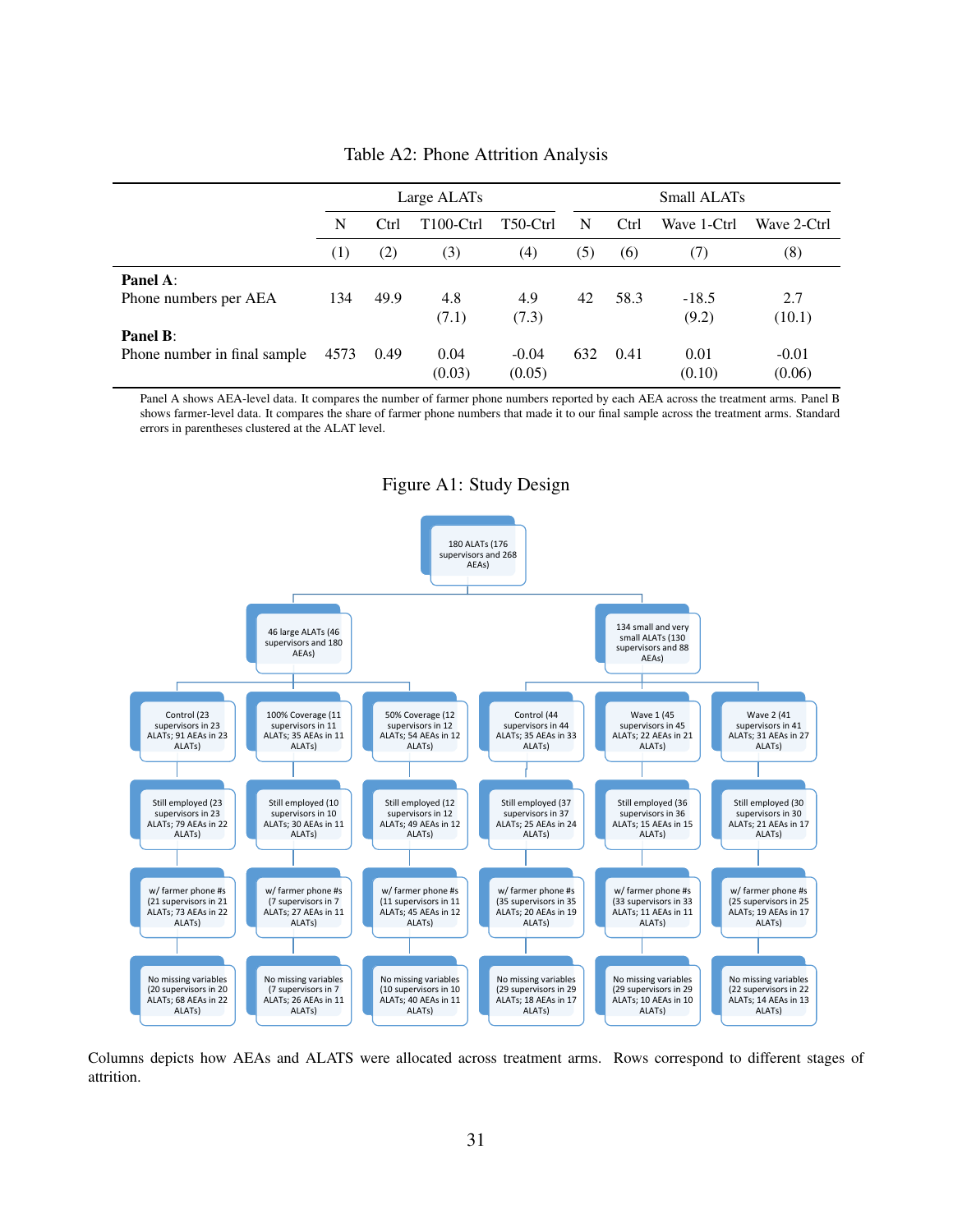# Table A2: Phone Attrition Analysis

| | Large ALATs | | | | Small ALATs | | | |
|---|---|---|---|---|---|---|---|---|
| | N | Ctrl | T100-Ctrl | T50-Ctrl | N | Ctrl | Wave 1-Ctrl | Wave 2-Ctrl |
| | (1) | (2) | (3) | (4) | (5) | (6) | (7) | (8) |
| **Panel A**: | | | | | | | | |
| Phone numbers per AEA | 134 | 49.9 | 4.8 | 4.9 | 42 | 58.3 | -18.5 | 2.7 |
| | | | (7.1) | (7.3) | | | (9.2) | (10.1) |
| **Panel B**: | | | | | | | | |
| Phone number in final sample | 4573 | 0.49 | 0.04 | -0.04 | 632 | 0.41 | 0.01 | -0.01 |
| | | | (0.03) | (0.05) | | | (0.10) | (0.06) |

Panel A shows AEA-level data. It compares the number of farmer phone numbers reported by each AEA across the treatment arms. Panel B shows farmer-level data. It compares the share of farmer phone numbers that made it to our final sample across the treatment arms. Standard errors in parentheses clustered at the ALAT level.

# Figure A1: Study Design

180 ALATs (176 supervisors and 268 AEAs)

46 large ALATs (46 supervisors and 180 AEAs)

134 small and very small ALATs (130 supervisors and 88 AEAs)

Control (23 supervisors in 23 ALATs; 91 AEAs in 23 ALATs)

100% Coverage (11 supervisors in 11 ALATs; 35 AEAs in 11 ALATs)

50% Coverage (12 supervisors in 12 ALATs; 54 AEAs in 12 ALATs)

Control (44 supervisors in 44 ALATs; 35 AEAs in 33 ALATs)

Wave 1 (45 supervisors in 45 ALATs; 22 AEAs in 21 ALATs)

Wave 2 (41 supervisors in 41 ALATs; 31 AEAs in 27 ALATs)

Still employed (23 supervisors in 23 ALATs; 79 AEAs in 22 ALATs)

Still employed (10 supervisors in 10 ALATs; 30 AEAs in 11 ALATs)

Still employed (12 supervisors in 12 ALATs; 49 AEAs in 12 ALATs)

Still employed (37 supervisors in 37 ALATs; 25 AEAs in 24 ALATs)

Still employed (36 supervisors in 36 ALATs; 15 AEAs in 15 ALATs)

Still employed (30 supervisors in 30 ALATs; 21 AEAs in 17 ALATs)

w/ farmer phone #s (21 supervisors in 21 ALATs; 73 AEAs in 22 ALATs)

w/ farmer phone #s (7 supervisors in 7 ALATs; 27 AEAs in 11 ALATs)

w/ farmer phone #s (11 supervisors in 11 ALATs; 45 AEAs in 12 ALATs)

w/ farmer phone #s (35 supervisors in 35 ALATs; 20 AEAs in 19 ALATs)

w/ farmer phone #s (33 supervisors in 33 ALATs; 11 AEAs in 11 ALATs)

w/ farmer phone #s (25 supervisors in 25 ALATs; 19 AEAs in 17 ALATs)

No missing variables (20 supervisors in 20 ALATs; 68 AEAs in 22 ALATs)

No missing variables (7 supervisors in 7 ALATs; 26 AEAs in 11 ALATs)

No missing variables (10 supervisors in 10 ALATs; 40 AEAs in 11 ALATs)

No missing variables (29 supervisors in 29 ALATs; 18 AEAs in 17 ALATs)

No missing variables (29 supervisors in 29 ALATs; 10 AEAs in 10 ALATs)

No missing variables (22 supervisors in 22 ALATs; 14 AEAs in 13 ALATs)

Columns depicts how AEAs and ALATS were allocated across treatment arms. Rows correspond to different stages of attrition.